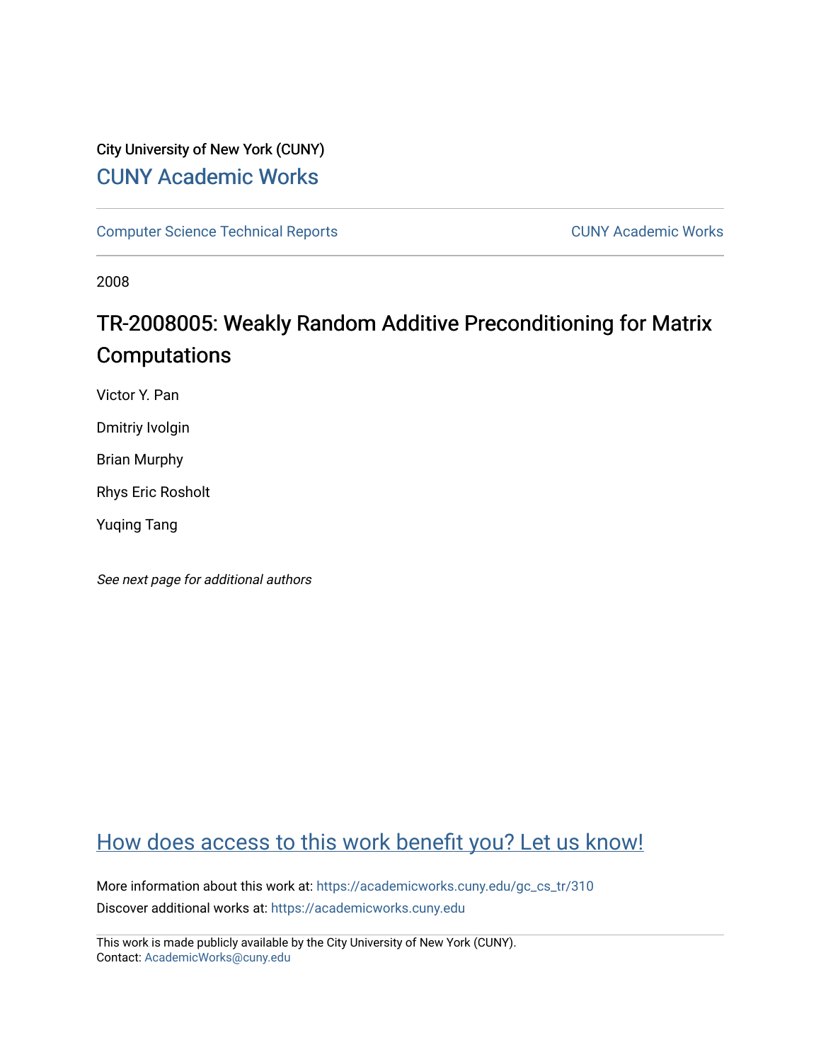City University of New York (CUNY)

CUNY Academic Works

Computer Science Technical Reports

CUNY Academic Works

2008

# TR-2008005: Weakly Random Additive Preconditioning for Matrix Computations

Victor Y. Pan

Dmitriy Ivolgin

Brian Murphy

Rhys Eric Rosholt

Yuqing Tang

*See next page for additional authors*

How does access to this work benefit you? Let us know!

More information about this work at: https://academicworks.cuny.edu/gc_cs_tr/310

Discover additional works at: https://academicworks.cuny.edu

This work is made publicly available by the City University of New York (CUNY).
Contact: AcademicWorks@cuny.edu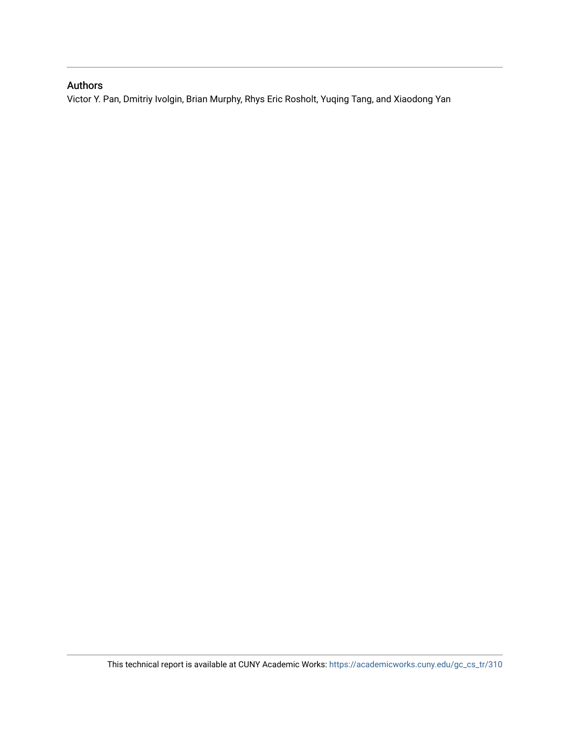## Authors

Victor Y. Pan, Dmitriy Ivolgin, Brian Murphy, Rhys Eric Rosholt, Yuqing Tang, and Xiaodong Yan

This technical report is available at CUNY Academic Works: https://academicworks.cuny.edu/gc_cs_tr/310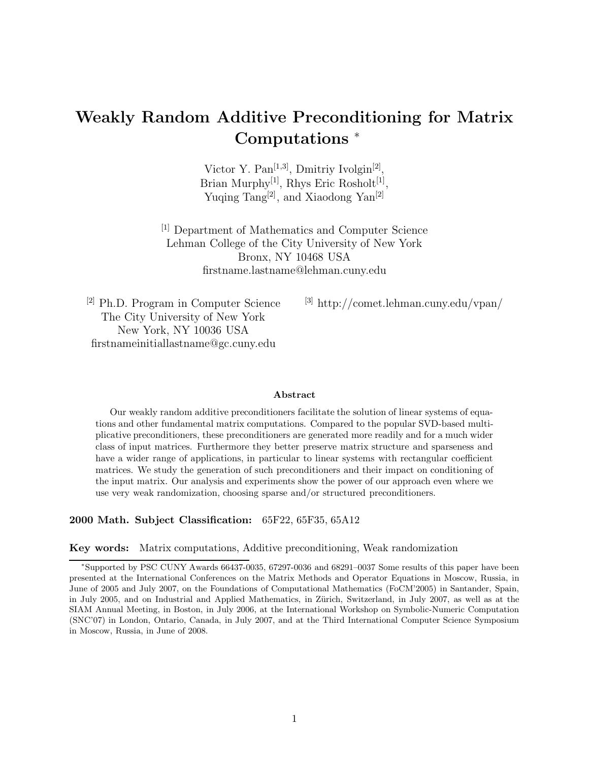# Weakly Random Additive Preconditioning for Matrix Computations *

Victor Y. Pan[1,3], Dmitriy Ivolgin[2],
Brian Murphy[1], Rhys Eric Rosholt[1],
Yuqing Tang[2], and Xiaodong Yan[2]

[1] Department of Mathematics and Computer Science
Lehman College of the City University of New York
Bronx, NY 10468 USA
firstname.lastname@lehman.cuny.edu

[2] Ph.D. Program in Computer Science
The City University of New York
New York, NY 10036 USA
firstnameinitiallastname@gc.cuny.edu

[3] http://comet.lehman.cuny.edu/vpan/

### Abstract

Our weakly random additive preconditioners facilitate the solution of linear systems of equations and other fundamental matrix computations. Compared to the popular SVD-based multiplicative preconditioners, these preconditioners are generated more readily and for a much wider class of input matrices. Furthermore they better preserve matrix structure and sparseness and have a wider range of applications, in particular to linear systems with rectangular coefficient matrices. We study the generation of such preconditioners and their impact on conditioning of the input matrix. Our analysis and experiments show the power of our approach even where we use very weak randomization, choosing sparse and/or structured preconditioners.

**2000 Math. Subject Classification:** 65F22, 65F35, 65A12

**Key words:** Matrix computations, Additive preconditioning, Weak randomization

*Supported by PSC CUNY Awards 66437-0035, 67297-0036 and 68291–0037 Some results of this paper have been presented at the International Conferences on the Matrix Methods and Operator Equations in Moscow, Russia, in June of 2005 and July 2007, on the Foundations of Computational Mathematics (FoCM'2005) in Santander, Spain, in July 2005, and on Industrial and Applied Mathematics, in Zürich, Switzerland, in July 2007, as well as at the SIAM Annual Meeting, in Boston, in July 2006, at the International Workshop on Symbolic-Numeric Computation (SNC'07) in London, Ontario, Canada, in July 2007, and at the Third International Computer Science Symposium in Moscow, Russia, in June of 2008.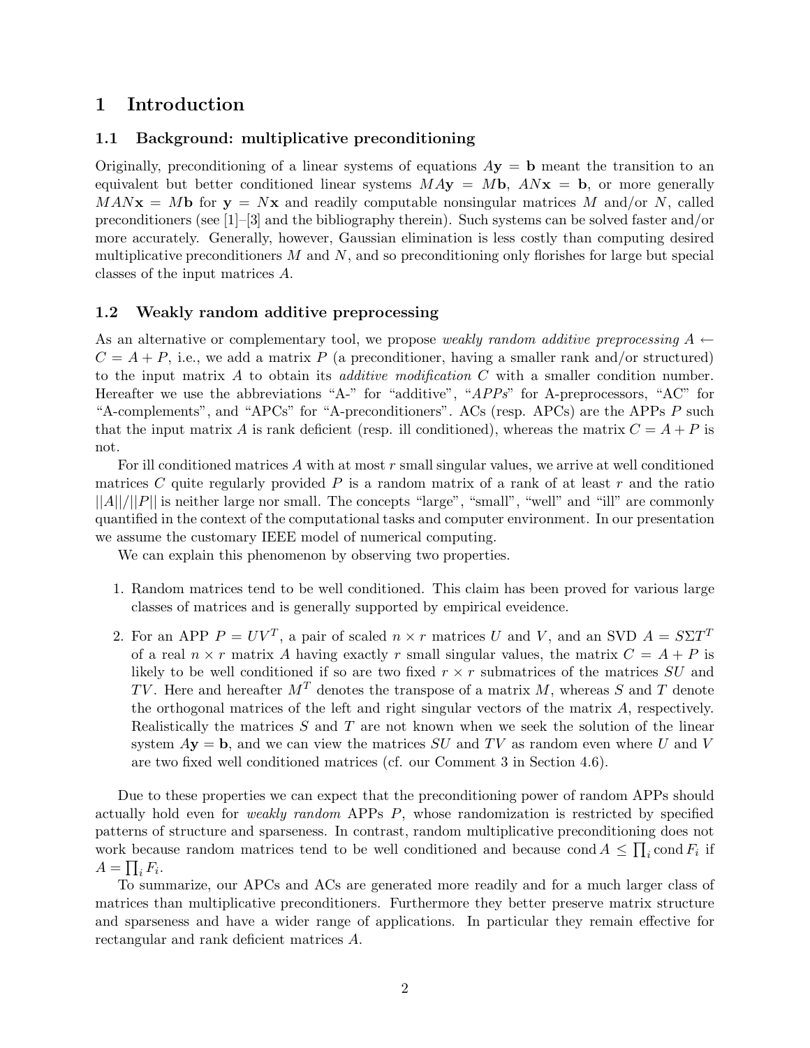# 1 Introduction

## 1.1 Background: multiplicative preconditioning

Originally, preconditioning of a linear systems of equations $A\mathbf{y} = \mathbf{b}$ meant the transition to an equivalent but better conditioned linear systems $MA\mathbf{y} = M\mathbf{b}$, $AN\mathbf{x} = \mathbf{b}$, or more generally $MAN\mathbf{x} = M\mathbf{b}$ for $\mathbf{y} = N\mathbf{x}$ and readily computable nonsingular matrices $M$ and/or $N$, called preconditioners (see [1]–[3] and the bibliography therein). Such systems can be solved faster and/or more accurately. Generally, however, Gaussian elimination is less costly than computing desired multiplicative preconditioners $M$ and $N$, and so preconditioning only florishes for large but special classes of the input matrices $A$.

## 1.2 Weakly random additive preprocessing

As an alternative or complementary tool, we propose *weakly random additive preprocessing* $A \leftarrow C = A + P$, i.e., we add a matrix $P$ (a preconditioner, having a smaller rank and/or structured) to the input matrix $A$ to obtain its *additive modification* $C$ with a smaller condition number. Hereafter we use the abbreviations "A-" for "additive", "*APPs*" for A-preprocessors, "AC" for "A-complements", and "APCs" for "A-preconditioners". ACs (resp. APCs) are the APPs $P$ such that the input matrix $A$ is rank deficient (resp. ill conditioned), whereas the matrix $C = A + P$ is not.

For ill conditioned matrices $A$ with at most $r$ small singular values, we arrive at well conditioned matrices $C$ quite regularly provided $P$ is a random matrix of a rank of at least $r$ and the ratio $||A||/||P||$ is neither large nor small. The concepts "large", "small", "well" and "ill" are commonly quantified in the context of the computational tasks and computer environment. In our presentation we assume the customary IEEE model of numerical computing.

We can explain this phenomenon by observing two properties.

1. Random matrices tend to be well conditioned. This claim has been proved for various large classes of matrices and is generally supported by empirical eveidence.
2. For an APP $P = UV^T$, a pair of scaled $n \times r$ matrices $U$ and $V$, and an SVD $A = S\Sigma T^T$ of a real $n \times r$ matrix $A$ having exactly $r$ small singular values, the matrix $C = A + P$ is likely to be well conditioned if so are two fixed $r \times r$ submatrices of the matrices $SU$ and $TV$. Here and hereafter $M^T$ denotes the transpose of a matrix $M$, whereas $S$ and $T$ denote the orthogonal matrices of the left and right singular vectors of the matrix $A$, respectively. Realistically the matrices $S$ and $T$ are not known when we seek the solution of the linear system $A\mathbf{y} = \mathbf{b}$, and we can view the matrices $SU$ and $TV$ as random even where $U$ and $V$ are two fixed well conditioned matrices (cf. our Comment 3 in Section 4.6).

Due to these properties we can expect that the preconditioning power of random APPs should actually hold even for *weakly random* APPs $P$, whose randomization is restricted by specified patterns of structure and sparseness. In contrast, random multiplicative preconditioning does not work because random matrices tend to be well conditioned and because $\operatorname{cond} A \le \prod_i \operatorname{cond} F_i$ if $A = \prod_i F_i$.

To summarize, our APCs and ACs are generated more readily and for a much larger class of matrices than multiplicative preconditioners. Furthermore they better preserve matrix structure and sparseness and have a wider range of applications. In particular they remain effective for rectangular and rank deficient matrices $A$.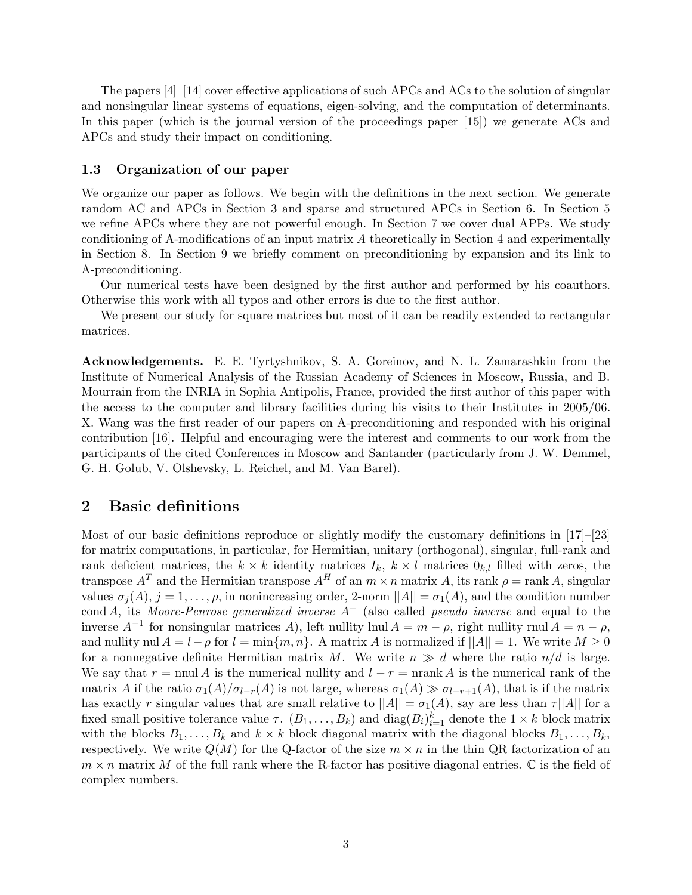The papers [4]–[14] cover effective applications of such APCs and ACs to the solution of singular and nonsingular linear systems of equations, eigen-solving, and the computation of determinants. In this paper (which is the journal version of the proceedings paper [15]) we generate ACs and APCs and study their impact on conditioning.

### 1.3 Organization of our paper

We organize our paper as follows. We begin with the definitions in the next section. We generate random AC and APCs in Section 3 and sparse and structured APCs in Section 6. In Section 5 we refine APCs where they are not powerful enough. In Section 7 we cover dual APPs. We study conditioning of A-modifications of an input matrix $A$ theoretically in Section 4 and experimentally in Section 8. In Section 9 we briefly comment on preconditioning by expansion and its link to A-preconditioning.

Our numerical tests have been designed by the first author and performed by his coauthors. Otherwise this work with all typos and other errors is due to the first author.

We present our study for square matrices but most of it can be readily extended to rectangular matrices.

**Acknowledgements.** E. E. Tyrtyshnikov, S. A. Goreinov, and N. L. Zamarashkin from the Institute of Numerical Analysis of the Russian Academy of Sciences in Moscow, Russia, and B. Mourrain from the INRIA in Sophia Antipolis, France, provided the first author of this paper with the access to the computer and library facilities during his visits to their Institutes in 2005/06. X. Wang was the first reader of our papers on A-preconditioning and responded with his original contribution [16]. Helpful and encouraging were the interest and comments to our work from the participants of the cited Conferences in Moscow and Santander (particularly from J. W. Demmel, G. H. Golub, V. Olshevsky, L. Reichel, and M. Van Barel).

## 2 Basic definitions

Most of our basic definitions reproduce or slightly modify the customary definitions in [17]–[23] for matrix computations, in particular, for Hermitian, unitary (orthogonal), singular, full-rank and rank deficient matrices, the $k \times k$ identity matrices $I_k$, $k \times l$ matrices $0_{k,l}$ filled with zeros, the transpose $A^T$ and the Hermitian transpose $A^H$ of an $m \times n$ matrix $A$, its rank $\rho = \operatorname{rank} A$, singular values $\sigma_j(A)$, $j = 1, \dots, \rho$, in nonincreasing order, 2-norm $||A|| = \sigma_1(A)$, and the condition number $\operatorname{cond} A$, its *Moore-Penrose generalized inverse* $A^+$ (also called *pseudo inverse* and equal to the inverse $A^{-1}$ for nonsingular matrices $A$), left nullity $\operatorname{lnul} A = m - \rho$, right nullity $\operatorname{rnul} A = n - \rho$, and nullity $\operatorname{nul} A = l - \rho$ for $l = \min\{m, n\}$. A matrix $A$ is normalized if $||A|| = 1$. We write $M \geq 0$ for a nonnegative definite Hermitian matrix $M$. We write $n \gg d$ where the ratio $n/d$ is large. We say that $r = \operatorname{nnul} A$ is the numerical nullity and $l - r = \operatorname{nrank} A$ is the numerical rank of the matrix $A$ if the ratio $\sigma_1(A)/\sigma_{l-r}(A)$ is not large, whereas $\sigma_1(A) \gg \sigma_{l-r+1}(A)$, that is if the matrix has exactly $r$ singular values that are small relative to $||A|| = \sigma_1(A)$, say are less than $\tau ||A||$ for a fixed small positive tolerance value $\tau$. $(B_1, \dots, B_k)$ and $\operatorname{diag}(B_i)_{i=1}^k$ denote the $1 \times k$ block matrix with the blocks $B_1, \dots, B_k$ and $k \times k$ block diagonal matrix with the diagonal blocks $B_1, \dots, B_k$, respectively. We write $Q(M)$ for the Q-factor of the size $m \times n$ in the thin QR factorization of an $m \times n$ matrix $M$ of the full rank where the R-factor has positive diagonal entries. $\mathbb{C}$ is the field of complex numbers.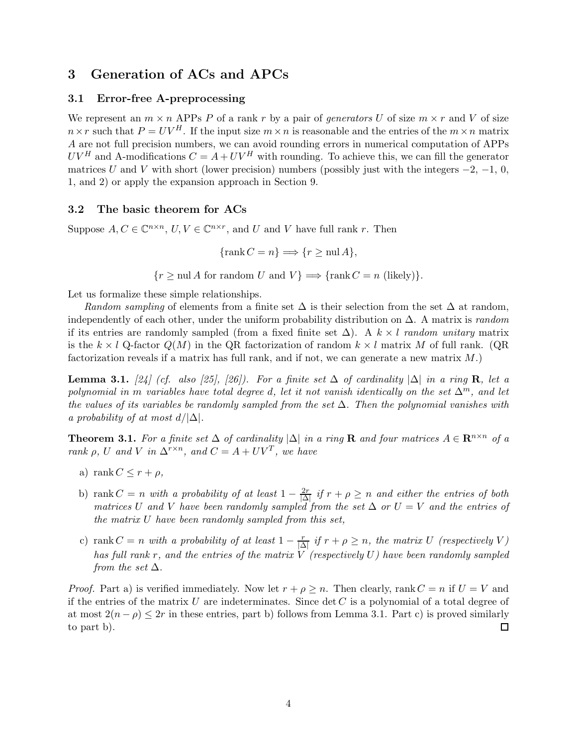## 3 Generation of ACs and APCs

### 3.1 Error-free A-preprocessing

We represent an $m \times n$ APPs $P$ of a rank $r$ by a pair of *generators* $U$ of size $m \times r$ and $V$ of size $n \times r$ such that $P = UV^H$. If the input size $m \times n$ is reasonable and the entries of the $m \times n$ matrix $A$ are not full precision numbers, we can avoid rounding errors in numerical computation of APPs $UV^H$ and A-modifications $C = A + UV^H$ with rounding. To achieve this, we can fill the generator matrices $U$ and $V$ with short (lower precision) numbers (possibly just with the integers $-2$, $-1$, 0, 1, and 2) or apply the expansion approach in Section 9.

### 3.2 The basic theorem for ACs

Suppose $A, C \in \mathbb{C}^{n \times n}$, $U, V \in \mathbb{C}^{n \times r}$, and $U$ and $V$ have full rank $r$. Then

$$\{\operatorname{rank} C = n\} \Longrightarrow \{r \geq \operatorname{nul} A\},$$

$$\{r \geq \operatorname{nul} A \text{ for random } U \text{ and } V\} \Longrightarrow \{\operatorname{rank} C = n \text{ (likely)}\}.$$

Let us formalize these simple relationships.

*Random sampling* of elements from a finite set $\Delta$ is their selection from the set $\Delta$ at random, independently of each other, under the uniform probability distribution on $\Delta$. A matrix is *random* if its entries are randomly sampled (from a fixed finite set $\Delta$). A $k \times l$ *random unitary* matrix is the $k \times l$ Q-factor $Q(M)$ in the QR factorization of random $k \times l$ matrix $M$ of full rank. (QR factorization reveals if a matrix has full rank, and if not, we can generate a new matrix $M$.)

**Lemma 3.1.** *[24] (cf. also [25], [26]). For a finite set $\Delta$ of cardinality $|\Delta|$ in a ring $\mathbf{R}$, let a polynomial in $m$ variables have total degree $d$, let it not vanish identically on the set $\Delta^m$, and let the values of its variables be randomly sampled from the set $\Delta$. Then the polynomial vanishes with a probability of at most $d/|\Delta|$.*

**Theorem 3.1.** *For a finite set $\Delta$ of cardinality $|\Delta|$ in a ring $\mathbf{R}$ and four matrices $A \in \mathbf{R}^{n \times n}$ of a rank $\rho$, $U$ and $V$ in $\Delta^{r \times n}$, and $C = A + UV^T$, we have*

- a) $\operatorname{rank} C \leq r + \rho$,
- b) $\operatorname{rank} C = n$ *with a probability of at least* $1 - \frac{2r}{|\Delta|}$ *if* $r + \rho \geq n$ *and either the entries of both matrices $U$ and $V$ have been randomly sampled from the set $\Delta$ or $U = V$ and the entries of the matrix $U$ have been randomly sampled from this set,*
- c) $\operatorname{rank} C = n$ *with a probability of at least* $1 - \frac{r}{|\Delta|}$ *if* $r + \rho \geq n$*, the matrix $U$ (respectively $V$) has full rank $r$, and the entries of the matrix $V$ (respectively $U$) have been randomly sampled from the set $\Delta$.*

*Proof.* Part a) is verified immediately. Now let $r + \rho \geq n$. Then clearly, $\operatorname{rank} C = n$ if $U = V$ and if the entries of the matrix $U$ are indeterminates. Since $\det C$ is a polynomial of a total degree of at most $2(n - \rho) \leq 2r$ in these entries, part b) follows from Lemma 3.1. Part c) is proved similarly to part b). $\square$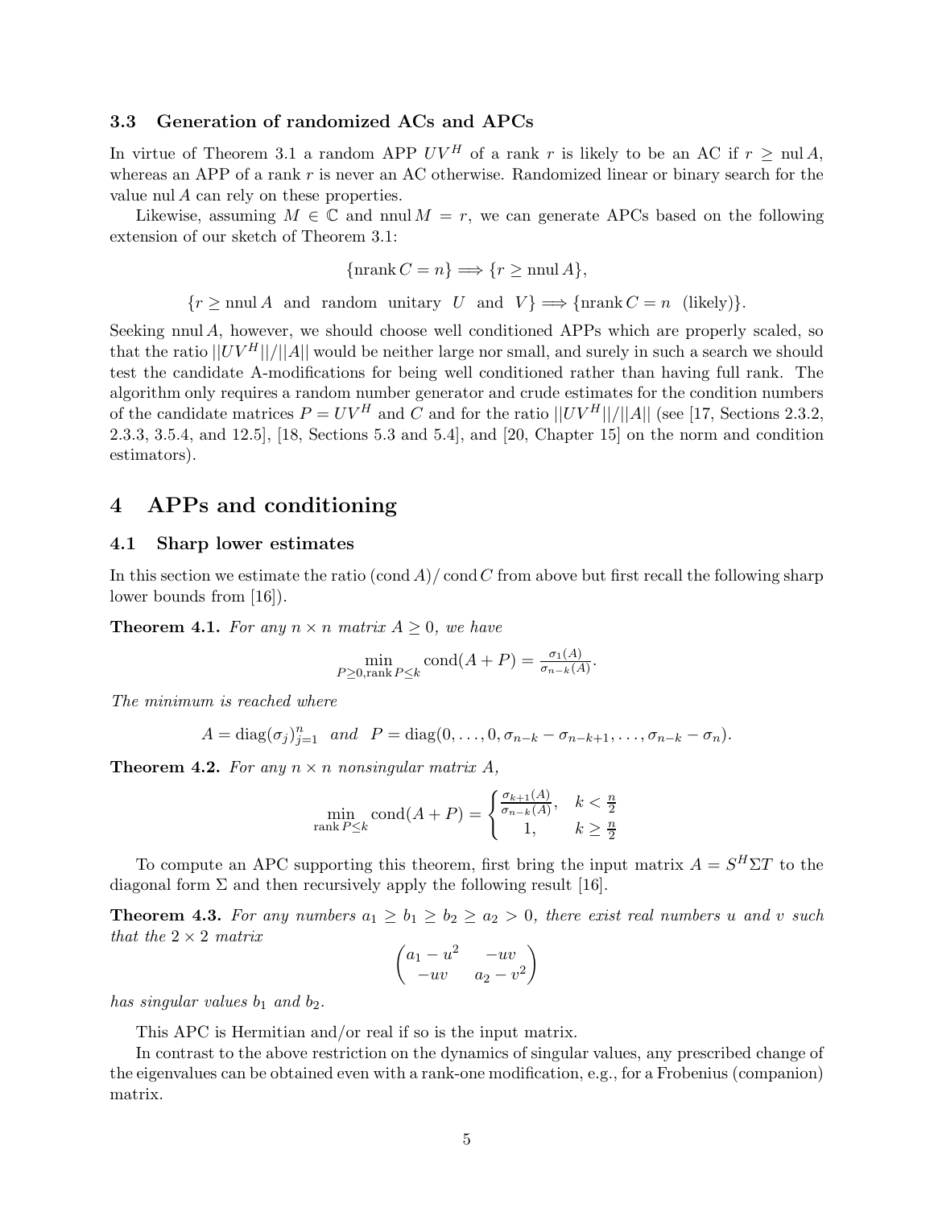### 3.3 Generation of randomized ACs and APCs

In virtue of Theorem 3.1 a random APP $UV^H$ of a rank $r$ is likely to be an AC if $r \geq \text{nul}\, A$, whereas an APP of a rank $r$ is never an AC otherwise. Randomized linear or binary search for the value nul $A$ can rely on these properties.

Likewise, assuming $M \in \mathbb{C}$ and $\text{nnul}\, M = r$, we can generate APCs based on the following extension of our sketch of Theorem 3.1:

$$\{\text{nrank}\, C = n\} \Longrightarrow \{r \geq \text{nnul}\, A\},$$

$$\{r \geq \text{nnul}\, A \;\; \text{and} \;\; \text{random} \;\; \text{unitary} \;\; U \;\; \text{and} \;\; V\} \Longrightarrow \{\text{nrank}\, C = n \;\; \text{(likely)}\}.$$

Seeking nnul $A$, however, we should choose well conditioned APPs which are properly scaled, so that the ratio $||UV^H||/||A||$ would be neither large nor small, and surely in such a search we should test the candidate A-modifications for being well conditioned rather than having full rank. The algorithm only requires a random number generator and crude estimates for the condition numbers of the candidate matrices $P = UV^H$ and $C$ and for the ratio $||UV^H||/||A||$ (see [17, Sections 2.3.2, 2.3.3, 3.5.4, and 12.5], [18, Sections 5.3 and 5.4], and [20, Chapter 15] on the norm and condition estimators).

## 4 APPs and conditioning

### 4.1 Sharp lower estimates

In this section we estimate the ratio $(\text{cond}\, A)/\,\text{cond}\, C$ from above but first recall the following sharp lower bounds from [16]).

**Theorem 4.1.** *For any $n \times n$ matrix $A \geq 0$, we have*

$$\min_{P \geq 0, \text{rank}\, P \leq k} \text{cond}(A + P) = \tfrac{\sigma_1(A)}{\sigma_{n-k}(A)}.$$

*The minimum is reached where*

$$A = \text{diag}(\sigma_j)_{j=1}^n \;\; \text{and} \;\; P = \text{diag}(0, \ldots, 0, \sigma_{n-k} - \sigma_{n-k+1}, \ldots, \sigma_{n-k} - \sigma_n).$$

**Theorem 4.2.** *For any $n \times n$ nonsingular matrix $A$,*

$$\min_{\text{rank}\, P \leq k} \text{cond}(A + P) = \begin{cases} \frac{\sigma_{k+1}(A)}{\sigma_{n-k}(A)}, & k < \frac{n}{2} \\ 1, & k \geq \frac{n}{2} \end{cases}$$

To compute an APC supporting this theorem, first bring the input matrix $A = S^H \Sigma T$ to the diagonal form $\Sigma$ and then recursively apply the following result [16].

**Theorem 4.3.** *For any numbers $a_1 \geq b_1 \geq b_2 \geq a_2 > 0$, there exist real numbers $u$ and $v$ such that the $2 \times 2$ matrix*

$$\begin{pmatrix} a_1 - u^2 & -uv \\ -uv & a_2 - v^2 \end{pmatrix}$$

*has singular values $b_1$ and $b_2$.*

This APC is Hermitian and/or real if so is the input matrix.

In contrast to the above restriction on the dynamics of singular values, any prescribed change of the eigenvalues can be obtained even with a rank-one modification, e.g., for a Frobenius (companion) matrix.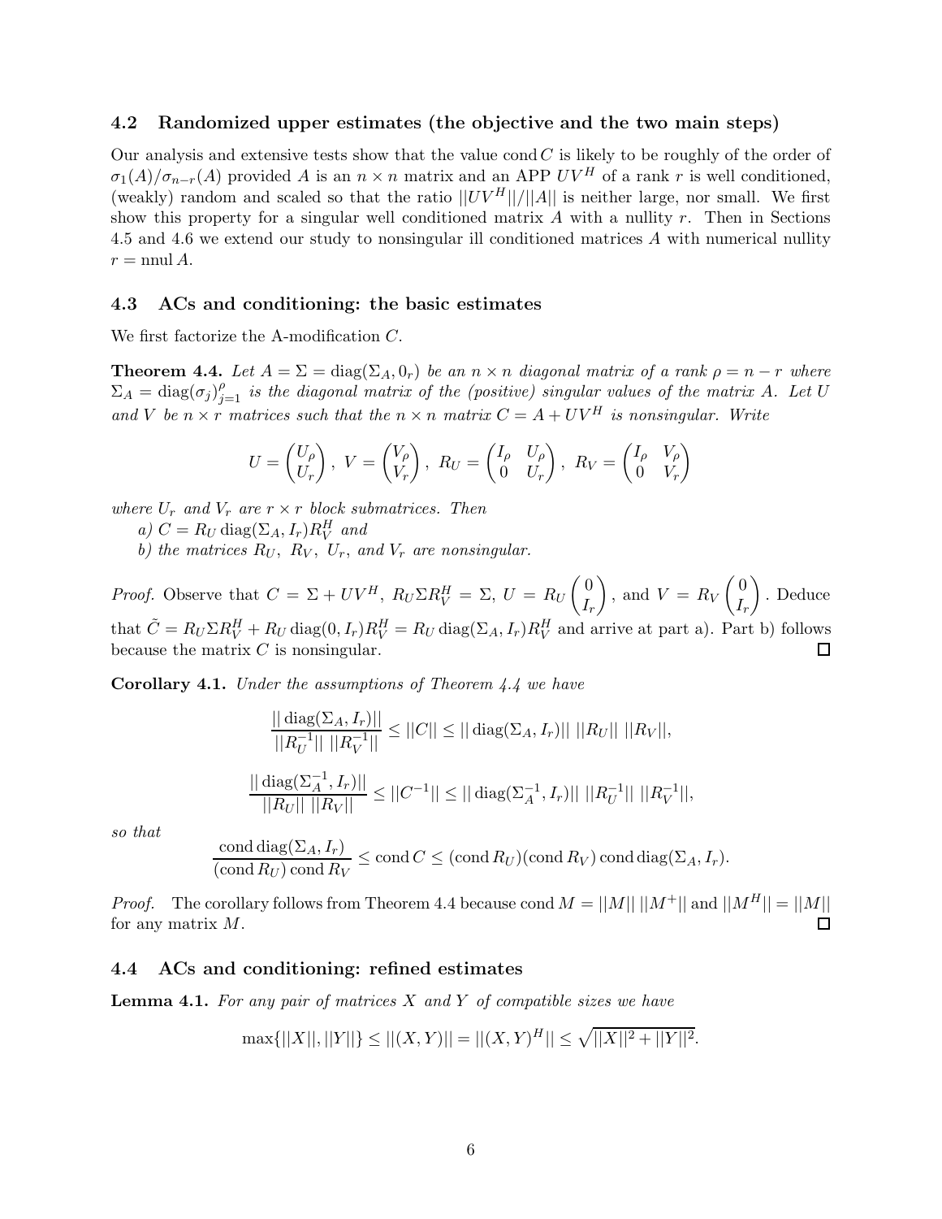### 4.2 Randomized upper estimates (the objective and the two main steps)

Our analysis and extensive tests show that the value $\operatorname{cond} C$ is likely to be roughly of the order of $\sigma_1(A)/\sigma_{n-r}(A)$ provided $A$ is an $n \times n$ matrix and an APP $UV^H$ of a rank $r$ is well conditioned, (weakly) random and scaled so that the ratio $||UV^H||/||A||$ is neither large, nor small. We first show this property for a singular well conditioned matrix $A$ with a nullity $r$. Then in Sections 4.5 and 4.6 we extend our study to nonsingular ill conditioned matrices $A$ with numerical nullity $r = \operatorname{nnul} A$.

### 4.3 ACs and conditioning: the basic estimates

We first factorize the A-modification $C$.

**Theorem 4.4.** *Let $A = \Sigma = \operatorname{diag}(\Sigma_A, 0_r)$ be an $n \times n$ diagonal matrix of a rank $\rho = n - r$ where $\Sigma_A = \operatorname{diag}(\sigma_j)_{j=1}^{\rho}$ is the diagonal matrix of the (positive) singular values of the matrix $A$. Let $U$ and $V$ be $n \times r$ matrices such that the $n \times n$ matrix $C = A + UV^H$ is nonsingular. Write*

$$U = \begin{pmatrix} U_\rho \\ U_r \end{pmatrix}, \ V = \begin{pmatrix} V_\rho \\ V_r \end{pmatrix}, \ R_U = \begin{pmatrix} I_\rho & U_\rho \\ 0 & U_r \end{pmatrix}, \ R_V = \begin{pmatrix} I_\rho & V_\rho \\ 0 & V_r \end{pmatrix}$$

*where $U_r$ and $V_r$ are $r \times r$ block submatrices. Then*

*a) $C = R_U \operatorname{diag}(\Sigma_A, I_r) R_V^H$ and*

*b) the matrices $R_U$, $R_V$, $U_r$, and $V_r$ are nonsingular.*

*Proof.* Observe that $C = \Sigma + UV^H$, $R_U \Sigma R_V^H = \Sigma$, $U = R_U \begin{pmatrix} 0 \\ I_r \end{pmatrix}$, and $V = R_V \begin{pmatrix} 0 \\ I_r \end{pmatrix}$. Deduce that $\tilde{C} = R_U \Sigma R_V^H + R_U \operatorname{diag}(0, I_r) R_V^H = R_U \operatorname{diag}(\Sigma_A, I_r) R_V^H$ and arrive at part a). Part b) follows because the matrix $C$ is nonsingular. □

**Corollary 4.1.** *Under the assumptions of Theorem 4.4 we have*

$$\frac{||\operatorname{diag}(\Sigma_A, I_r)||}{||R_U^{-1}|| \ ||R_V^{-1}||} \leq ||C|| \leq ||\operatorname{diag}(\Sigma_A, I_r)|| \ ||R_U|| \ ||R_V||,$$

$$\frac{||\operatorname{diag}(\Sigma_A^{-1}, I_r)||}{||R_U|| \ ||R_V||} \leq ||C^{-1}|| \leq ||\operatorname{diag}(\Sigma_A^{-1}, I_r)|| \ ||R_U^{-1}|| \ ||R_V^{-1}||,$$

*so that*

$$\frac{\operatorname{cond} \operatorname{diag}(\Sigma_A, I_r)}{(\operatorname{cond} R_U) \operatorname{cond} R_V} \leq \operatorname{cond} C \leq (\operatorname{cond} R_U)(\operatorname{cond} R_V) \operatorname{cond} \operatorname{diag}(\Sigma_A, I_r).$$

*Proof.* The corollary follows from Theorem 4.4 because $\operatorname{cond} M = ||M|| \ ||M^+||$ and $||M^H|| = ||M||$ for any matrix $M$. □

### 4.4 ACs and conditioning: refined estimates

**Lemma 4.1.** *For any pair of matrices $X$ and $Y$ of compatible sizes we have*

$$\max\{||X||, ||Y||\} \leq ||(X, Y)|| = ||(X, Y)^H|| \leq \sqrt{||X||^2 + ||Y||^2}.$$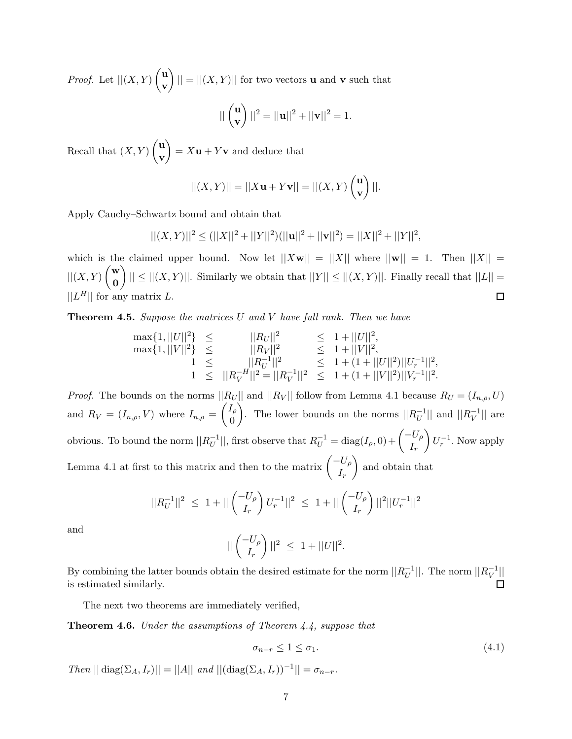*Proof.* Let $||(X,Y)\begin{pmatrix}\mathbf{u}\\ \mathbf{v}\end{pmatrix}|| = ||(X,Y)||$ for two vectors $\mathbf{u}$ and $\mathbf{v}$ such that

$$||\begin{pmatrix}\mathbf{u}\\ \mathbf{v}\end{pmatrix}||^2 = ||\mathbf{u}||^2 + ||\mathbf{v}||^2 = 1.$$

Recall that $(X,Y)\begin{pmatrix}\mathbf{u}\\ \mathbf{v}\end{pmatrix} = X\mathbf{u} + Y\mathbf{v}$ and deduce that

$$||(X,Y)|| = ||X\mathbf{u} + Y\mathbf{v}|| = ||(X,Y)\begin{pmatrix}\mathbf{u}\\ \mathbf{v}\end{pmatrix}||.$$

Apply Cauchy–Schwartz bound and obtain that

$$||(X,Y)||^2 \leq (||X||^2 + ||Y||^2)(||\mathbf{u}||^2 + ||\mathbf{v}||^2) = ||X||^2 + ||Y||^2,$$

which is the claimed upper bound. Now let $||X\mathbf{w}|| = ||X||$ where $||\mathbf{w}|| = 1$. Then $||X|| = ||(X,Y)\begin{pmatrix}\mathbf{w}\\ \mathbf{0}\end{pmatrix}|| \leq ||(X,Y)||$. Similarly we obtain that $||Y|| \leq ||(X,Y)||$. Finally recall that $||L|| = ||L^H||$ for any matrix $L$. $\square$

**Theorem 4.5.** *Suppose the matrices $U$ and $V$ have full rank. Then we have*

$$\begin{array}{rclcl}
\max\{1, ||U||^2\} & \leq & ||R_U||^2 & \leq & 1 + ||U||^2, \\
\max\{1, ||V||^2\} & \leq & ||R_V||^2 & \leq & 1 + ||V||^2, \\
1 & \leq & ||R_U^{-1}||^2 & \leq & 1 + (1 + ||U||^2)||U_r^{-1}||^2, \\
1 & \leq & ||R_V^{-H}||^2 = ||R_V^{-1}||^2 & \leq & 1 + (1 + ||V||^2)||V_r^{-1}||^2.
\end{array}$$

*Proof.* The bounds on the norms $||R_U||$ and $||R_V||$ follow from Lemma 4.1 because $R_U = (I_{n,\rho}, U)$ and $R_V = (I_{n,\rho}, V)$ where $I_{n,\rho} = \begin{pmatrix} I_\rho \\ 0 \end{pmatrix}$. The lower bounds on the norms $||R_U^{-1}||$ and $||R_V^{-1}||$ are obvious. To bound the norm $||R_U^{-1}||$, first observe that $R_U^{-1} = \operatorname{diag}(I_\rho, 0) + \begin{pmatrix} -U_\rho \\ I_r \end{pmatrix} U_r^{-1}$. Now apply Lemma 4.1 at first to this matrix and then to the matrix $\begin{pmatrix} -U_\rho \\ I_r \end{pmatrix}$ and obtain that

$$||R_U^{-1}||^2 \;\leq\; 1 + ||\begin{pmatrix} -U_\rho \\ I_r \end{pmatrix} U_r^{-1}||^2 \;\leq\; 1 + ||\begin{pmatrix} -U_\rho \\ I_r \end{pmatrix}||^2 ||U_r^{-1}||^2$$

and

$$||\begin{pmatrix} -U_\rho \\ I_r \end{pmatrix}||^2 \;\leq\; 1 + ||U||^2.$$

By combining the latter bounds obtain the desired estimate for the norm $||R_U^{-1}||$. The norm $||R_V^{-1}||$ is estimated similarly. $\square$

The next two theorems are immediately verified,

**Theorem 4.6.** *Under the assumptions of Theorem 4.4, suppose that*

$$\sigma_{n-r} \leq 1 \leq \sigma_1. \tag{4.1}$$

*Then $||\operatorname{diag}(\Sigma_A, I_r)|| = ||A||$ and $||(\operatorname{diag}(\Sigma_A, I_r))^{-1}|| = \sigma_{n-r}$.*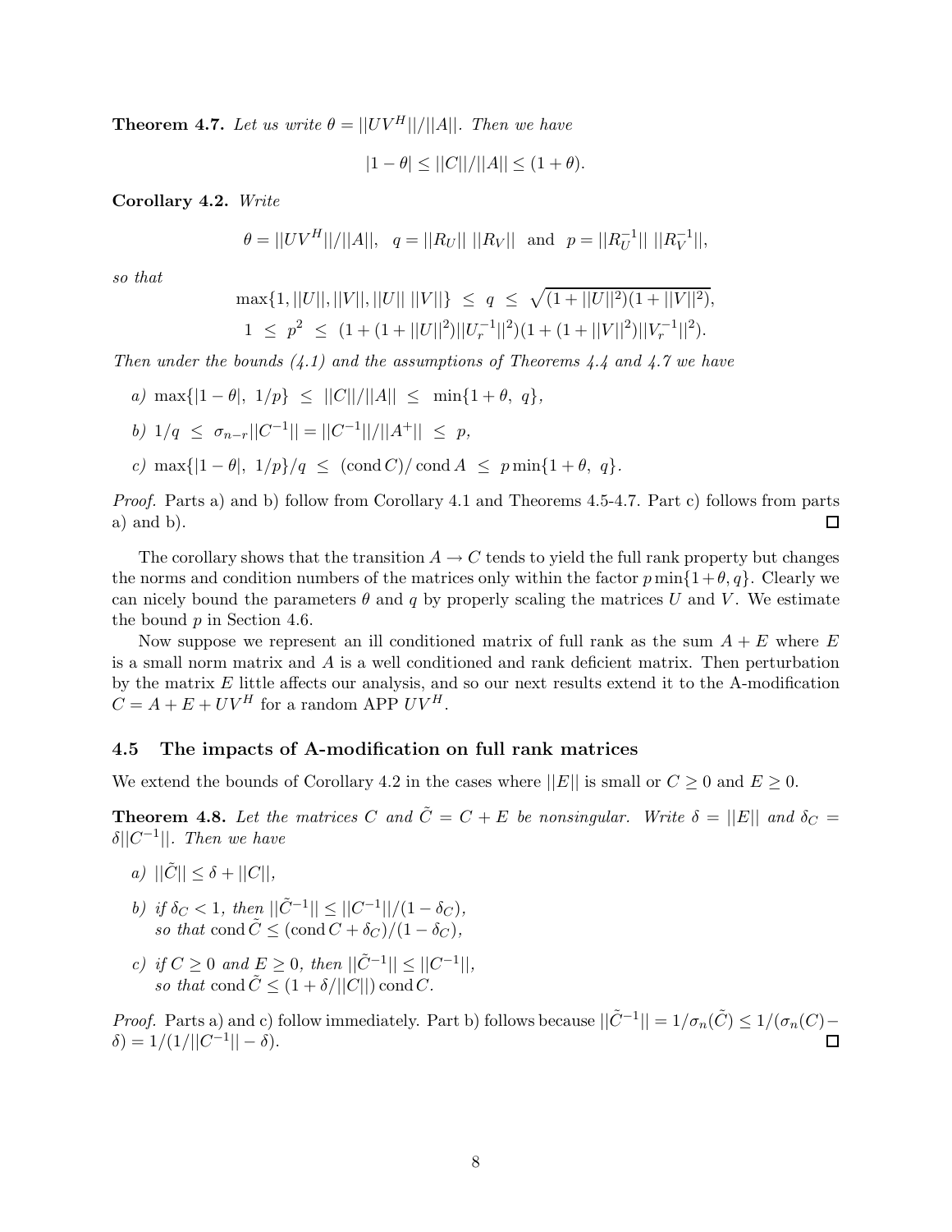**Theorem 4.7.** *Let us write $\theta = ||UV^H||/||A||$. Then we have*

$$|1-\theta| \le ||C||/||A|| \le (1+\theta).$$

**Corollary 4.2.** *Write*

$$\theta = ||UV^H||/||A||, \quad q = ||R_U||\ ||R_V|| \quad \text{and} \quad p = ||R_U^{-1}||\ ||R_V^{-1}||,$$

*so that*

$$\max\{1, ||U||, ||V||, ||U||\ ||V||\} \ \le\ q\ \le\ \sqrt{(1+||U||^2)(1+||V||^2)},$$
$$1\ \le\ p^2\ \le\ (1+(1+||U||^2)||U_r^{-1}||^2)(1+(1+||V||^2)||V_r^{-1}||^2).$$

*Then under the bounds (4.1) and the assumptions of Theorems 4.4 and 4.7 we have*

*a)* $\max\{|1-\theta|,\ 1/p\}\ \le\ ||C||/||A||\ \le\ \min\{1+\theta,\ q\}$,

*b)* $1/q\ \le\ \sigma_{n-r}||C^{-1}|| = ||C^{-1}||/||A^+||\ \le\ p$,

*c)* $\max\{|1-\theta|,\ 1/p\}/q\ \le\ (\operatorname{cond} C)/\operatorname{cond} A\ \le\ p\min\{1+\theta,\ q\}$.

*Proof.* Parts a) and b) follow from Corollary 4.1 and Theorems 4.5-4.7. Part c) follows from parts a) and b). □

The corollary shows that the transition $A \to C$ tends to yield the full rank property but changes the norms and condition numbers of the matrices only within the factor $p\min\{1+\theta, q\}$. Clearly we can nicely bound the parameters $\theta$ and $q$ by properly scaling the matrices $U$ and $V$. We estimate the bound $p$ in Section 4.6.

Now suppose we represent an ill conditioned matrix of full rank as the sum $A+E$ where $E$ is a small norm matrix and $A$ is a well conditioned and rank deficient matrix. Then perturbation by the matrix $E$ little affects our analysis, and so our next results extend it to the A-modification $C = A + E + UV^H$ for a random APP $UV^H$.

### 4.5 The impacts of A-modification on full rank matrices

We extend the bounds of Corollary 4.2 in the cases where $||E||$ is small or $C \ge 0$ and $E \ge 0$.

**Theorem 4.8.** *Let the matrices $C$ and $\tilde{C} = C + E$ be nonsingular. Write $\delta = ||E||$ and $\delta_C = \delta||C^{-1}||$. Then we have*

*a)* $||\tilde{C}|| \le \delta + ||C||$,

*b) if $\delta_C < 1$, then $||\tilde{C}^{-1}|| \le ||C^{-1}||/(1-\delta_C)$,*
*so that $\operatorname{cond}\tilde{C} \le (\operatorname{cond} C + \delta_C)/(1-\delta_C)$,*

*c) if $C \ge 0$ and $E \ge 0$, then $||\tilde{C}^{-1}|| \le ||C^{-1}||$,*
*so that $\operatorname{cond}\tilde{C} \le (1+\delta/||C||)\operatorname{cond} C$.*

*Proof.* Parts a) and c) follow immediately. Part b) follows because $||\tilde{C}^{-1}|| = 1/\sigma_n(\tilde{C}) \le 1/(\sigma_n(C) - \delta) = 1/(1/||C^{-1}|| - \delta)$. □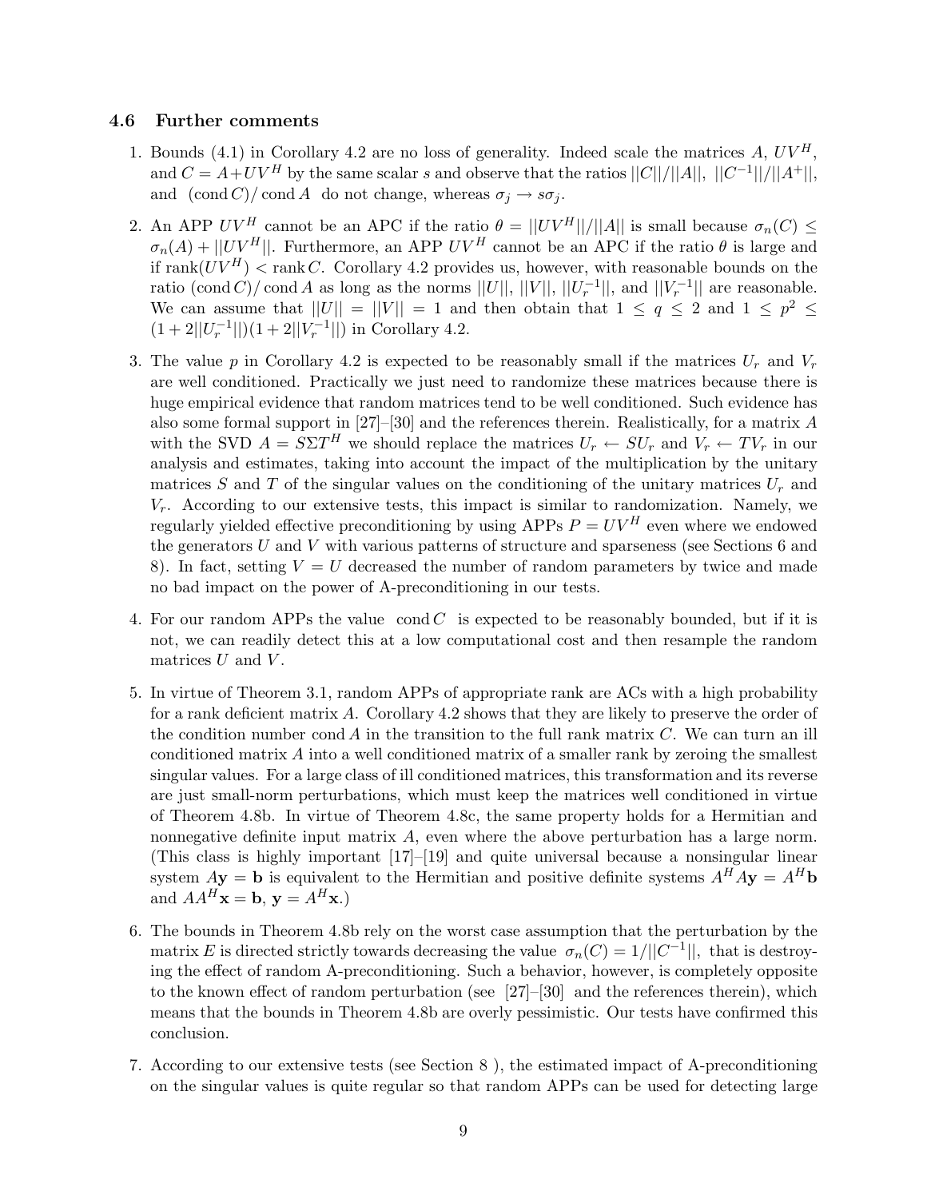### 4.6 Further comments

1. Bounds (4.1) in Corollary 4.2 are no loss of generality. Indeed scale the matrices $A$, $UV^H$, and $C = A + UV^H$ by the same scalar $s$ and observe that the ratios $||C||/||A||$, $||C^{-1}||/||A^+||$, and $(\text{cond}\, C)/\text{cond}\, A$ do not change, whereas $\sigma_j \to s\sigma_j$.

2. An APP $UV^H$ cannot be an APC if the ratio $\theta = ||UV^H||/||A||$ is small because $\sigma_n(C) \leq \sigma_n(A) + ||UV^H||$. Furthermore, an APP $UV^H$ cannot be an APC if the ratio $\theta$ is large and if $\text{rank}(UV^H) < \text{rank}\, C$. Corollary 4.2 provides us, however, with reasonable bounds on the ratio $(\text{cond}\, C)/\text{cond}\, A$ as long as the norms $||U||$, $||V||$, $||U_r^{-1}||$, and $||V_r^{-1}||$ are reasonable. We can assume that $||U|| = ||V|| = 1$ and then obtain that $1 \leq q \leq 2$ and $1 \leq p^2 \leq (1 + 2||U_r^{-1}||)(1 + 2||V_r^{-1}||)$ in Corollary 4.2.

3. The value $p$ in Corollary 4.2 is expected to be reasonably small if the matrices $U_r$ and $V_r$ are well conditioned. Practically we just need to randomize these matrices because there is huge empirical evidence that random matrices tend to be well conditioned. Such evidence has also some formal support in [27]–[30] and the references therein. Realistically, for a matrix $A$ with the SVD $A = S\Sigma T^H$ we should replace the matrices $U_r \leftarrow SU_r$ and $V_r \leftarrow TV_r$ in our analysis and estimates, taking into account the impact of the multiplication by the unitary matrices $S$ and $T$ of the singular values on the conditioning of the unitary matrices $U_r$ and $V_r$. According to our extensive tests, this impact is similar to randomization. Namely, we regularly yielded effective preconditioning by using APPs $P = UV^H$ even where we endowed the generators $U$ and $V$ with various patterns of structure and sparseness (see Sections 6 and 8). In fact, setting $V = U$ decreased the number of random parameters by twice and made no bad impact on the power of A-preconditioning in our tests.

4. For our random APPs the value $\text{cond}\, C$ is expected to be reasonably bounded, but if it is not, we can readily detect this at a low computational cost and then resample the random matrices $U$ and $V$.

5. In virtue of Theorem 3.1, random APPs of appropriate rank are ACs with a high probability for a rank deficient matrix $A$. Corollary 4.2 shows that they are likely to preserve the order of the condition number $\text{cond}\, A$ in the transition to the full rank matrix $C$. We can turn an ill conditioned matrix $A$ into a well conditioned matrix of a smaller rank by zeroing the smallest singular values. For a large class of ill conditioned matrices, this transformation and its reverse are just small-norm perturbations, which must keep the matrices well conditioned in virtue of Theorem 4.8b. In virtue of Theorem 4.8c, the same property holds for a Hermitian and nonnegative definite input matrix $A$, even where the above perturbation has a large norm. (This class is highly important [17]–[19] and quite universal because a nonsingular linear system $A\mathbf{y} = \mathbf{b}$ is equivalent to the Hermitian and positive definite systems $A^H A\mathbf{y} = A^H\mathbf{b}$ and $AA^H\mathbf{x} = \mathbf{b}$, $\mathbf{y} = A^H\mathbf{x}$.)

6. The bounds in Theorem 4.8b rely on the worst case assumption that the perturbation by the matrix $E$ is directed strictly towards decreasing the value $\sigma_n(C) = 1/||C^{-1}||$, that is destroying the effect of random A-preconditioning. Such a behavior, however, is completely opposite to the known effect of random perturbation (see [27]–[30] and the references therein), which means that the bounds in Theorem 4.8b are overly pessimistic. Our tests have confirmed this conclusion.

7. According to our extensive tests (see Section 8 ), the estimated impact of A-preconditioning on the singular values is quite regular so that random APPs can be used for detecting large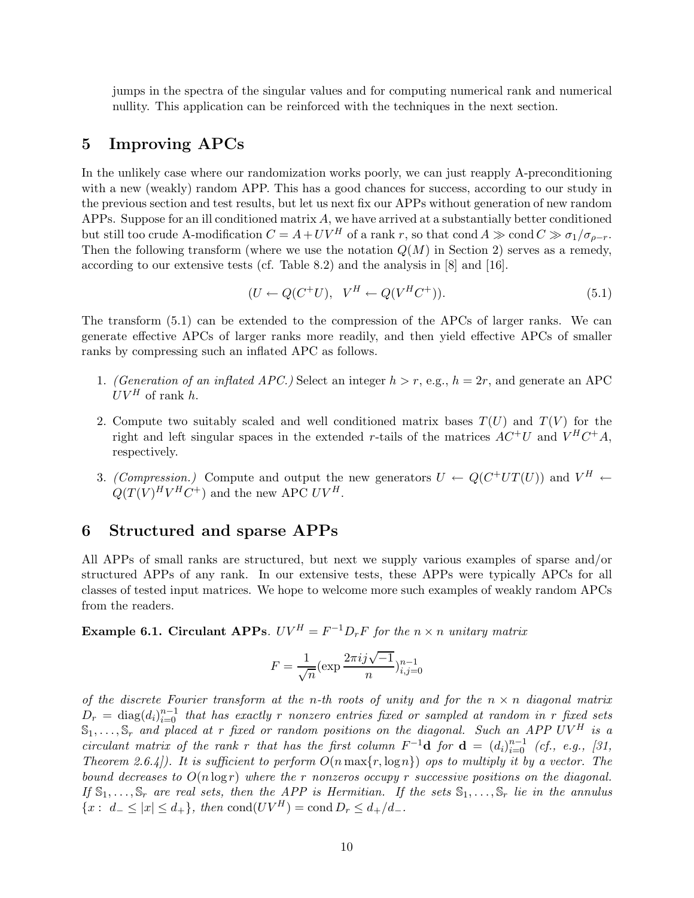jumps in the spectra of the singular values and for computing numerical rank and numerical nullity. This application can be reinforced with the techniques in the next section.

## 5 Improving APCs

In the unlikely case where our randomization works poorly, we can just reapply A-preconditioning with a new (weakly) random APP. This has a good chances for success, according to our study in the previous section and test results, but let us next fix our APPs without generation of new random APPs. Suppose for an ill conditioned matrix $A$, we have arrived at a substantially better conditioned but still too crude A-modification $C = A + UV^H$ of a rank $r$, so that $\text{cond}\, A \gg \text{cond}\, C \gg \sigma_1/\sigma_{\rho-r}$. Then the following transform (where we use the notation $Q(M)$ in Section 2) serves as a remedy, according to our extensive tests (cf. Table 8.2) and the analysis in [8] and [16].

$$(U \leftarrow Q(C^+U), \quad V^H \leftarrow Q(V^H C^+)). \tag{5.1}$$

The transform (5.1) can be extended to the compression of the APCs of larger ranks. We can generate effective APCs of larger ranks more readily, and then yield effective APCs of smaller ranks by compressing such an inflated APC as follows.

1. *(Generation of an inflated APC.)* Select an integer $h > r$, e.g., $h = 2r$, and generate an APC $UV^H$ of rank $h$.

2. Compute two suitably scaled and well conditioned matrix bases $T(U)$ and $T(V)$ for the right and left singular spaces in the extended $r$-tails of the matrices $AC^+U$ and $V^H C^+ A$, respectively.

3. *(Compression.)* Compute and output the new generators $U \leftarrow Q(C^+UT(U))$ and $V^H \leftarrow Q(T(V)^H V^H C^+)$ and the new APC $UV^H$.

## 6 Structured and sparse APPs

All APPs of small ranks are structured, but next we supply various examples of sparse and/or structured APPs of any rank. In our extensive tests, these APPs were typically APCs for all classes of tested input matrices. We hope to welcome more such examples of weakly random APCs from the readers.

**Example 6.1. Circulant APPs**. *$UV^H = F^{-1}D_rF$ for the $n \times n$ unitary matrix*

$$F = \frac{1}{\sqrt{n}}(\exp \frac{2\pi ij\sqrt{-1}}{n})_{i,j=0}^{n-1}$$

*of the discrete Fourier transform at the $n$-th roots of unity and for the $n \times n$ diagonal matrix $D_r = \text{diag}(d_i)_{i=0}^{n-1}$ that has exactly $r$ nonzero entries fixed or sampled at random in $r$ fixed sets $\mathbb{S}_1, \ldots, \mathbb{S}_r$ and placed at $r$ fixed or random positions on the diagonal. Such an APP $UV^H$ is a circulant matrix of the rank $r$ that has the first column $F^{-1}\mathbf{d}$ for $\mathbf{d} = (d_i)_{i=0}^{n-1}$ (cf., e.g., [31, Theorem 2.6.4]). It is sufficient to perform $O(n \max\{r, \log n\})$ ops to multiply it by a vector. The bound decreases to $O(n \log r)$ where the $r$ nonzeros occupy $r$ successive positions on the diagonal. If $\mathbb{S}_1, \ldots, \mathbb{S}_r$ are real sets, then the APP is Hermitian. If the sets $\mathbb{S}_1, \ldots, \mathbb{S}_r$ lie in the annulus $\{x : d_- \le |x| \le d_+\}$, then $\text{cond}(UV^H) = \text{cond}\, D_r \le d_+/d_-$.*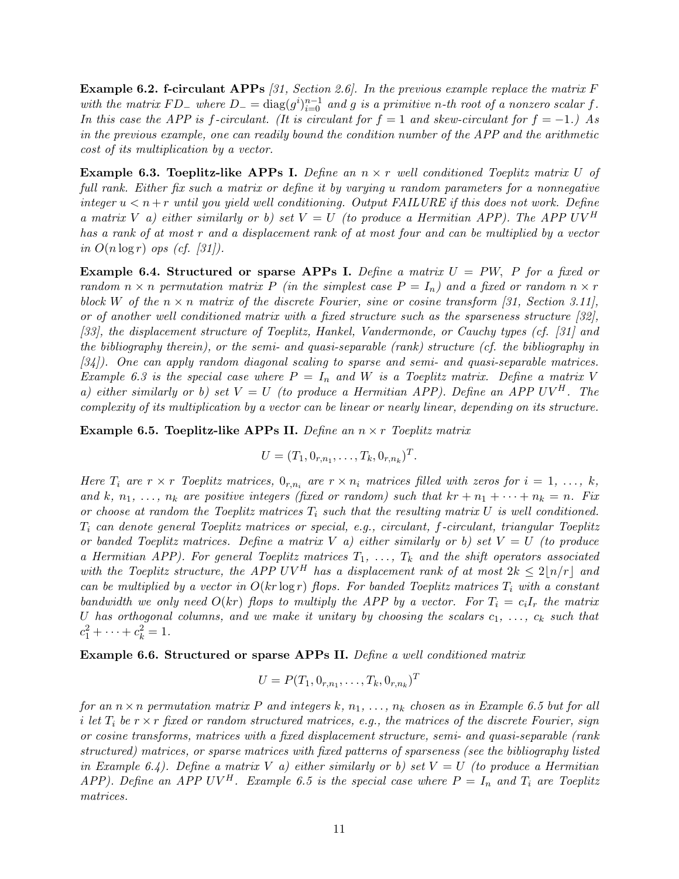**Example 6.2. f-circulant APPs** *[31, Section 2.6]. In the previous example replace the matrix $F$ with the matrix $FD_-$ where $D_- = \operatorname{diag}(g^i)_{i=0}^{n-1}$ and $g$ is a primitive $n$-th root of a nonzero scalar $f$. In this case the APP is $f$-circulant. (It is circulant for $f = 1$ and skew-circulant for $f = -1$.) As in the previous example, one can readily bound the condition number of the APP and the arithmetic cost of its multiplication by a vector.*

**Example 6.3. Toeplitz-like APPs I.** *Define an $n \times r$ well conditioned Toeplitz matrix $U$ of full rank. Either fix such a matrix or define it by varying $u$ random parameters for a nonnegative integer $u < n + r$ until you yield well conditioning. Output FAILURE if this does not work. Define a matrix $V$ a) either similarly or b) set $V = U$ (to produce a Hermitian APP). The APP $UV^H$ has a rank of at most $r$ and a displacement rank of at most four and can be multiplied by a vector in $O(n \log r)$ ops (cf. [31]).*

**Example 6.4. Structured or sparse APPs I.** *Define a matrix $U = PW$, $P$ for a fixed or random $n \times n$ permutation matrix $P$ (in the simplest case $P = I_n$) and a fixed or random $n \times r$ block $W$ of the $n \times n$ matrix of the discrete Fourier, sine or cosine transform [31, Section 3.11], or of another well conditioned matrix with a fixed structure such as the sparseness structure [32], [33], the displacement structure of Toeplitz, Hankel, Vandermonde, or Cauchy types (cf. [31] and the bibliography therein), or the semi- and quasi-separable (rank) structure (cf. the bibliography in [34]). One can apply random diagonal scaling to sparse and semi- and quasi-separable matrices. Example 6.3 is the special case where $P = I_n$ and $W$ is a Toeplitz matrix. Define a matrix $V$ a) either similarly or b) set $V = U$ (to produce a Hermitian APP). Define an APP $UV^H$. The complexity of its multiplication by a vector can be linear or nearly linear, depending on its structure.*

**Example 6.5. Toeplitz-like APPs II.** *Define an $n \times r$ Toeplitz matrix*

$$U = (T_1, 0_{r,n_1}, \ldots, T_k, 0_{r,n_k})^T.$$

*Here $T_i$ are $r \times r$ Toeplitz matrices, $0_{r,n_i}$ are $r \times n_i$ matrices filled with zeros for $i = 1, \ldots, k$, and $k, n_1, \ldots, n_k$ are positive integers (fixed or random) such that $kr + n_1 + \cdots + n_k = n$. Fix or choose at random the Toeplitz matrices $T_i$ such that the resulting matrix $U$ is well conditioned. $T_i$ can denote general Toeplitz matrices or special, e.g., circulant, $f$-circulant, triangular Toeplitz or banded Toeplitz matrices. Define a matrix $V$ a) either similarly or b) set $V = U$ (to produce a Hermitian APP). For general Toeplitz matrices $T_1, \ldots, T_k$ and the shift operators associated with the Toeplitz structure, the APP $UV^H$ has a displacement rank of at most $2k \leq 2\lfloor n/r \rfloor$ and can be multiplied by a vector in $O(kr \log r)$ flops. For banded Toeplitz matrices $T_i$ with a constant bandwidth we only need $O(kr)$ flops to multiply the APP by a vector. For $T_i = c_i I_r$ the matrix $U$ has orthogonal columns, and we make it unitary by choosing the scalars $c_1, \ldots, c_k$ such that $c_1^2 + \cdots + c_k^2 = 1$.*

**Example 6.6. Structured or sparse APPs II.** *Define a well conditioned matrix*

$$U = P(T_1, 0_{r,n_1}, \ldots, T_k, 0_{r,n_k})^T$$

*for an $n \times n$ permutation matrix $P$ and integers $k, n_1, \ldots, n_k$ chosen as in Example 6.5 but for all $i$ let $T_i$ be $r \times r$ fixed or random structured matrices, e.g., the matrices of the discrete Fourier, sign or cosine transforms, matrices with a fixed displacement structure, semi- and quasi-separable (rank structured) matrices, or sparse matrices with fixed patterns of sparseness (see the bibliography listed in Example 6.4). Define a matrix $V$ a) either similarly or b) set $V = U$ (to produce a Hermitian APP). Define an APP $UV^H$. Example 6.5 is the special case where $P = I_n$ and $T_i$ are Toeplitz matrices.*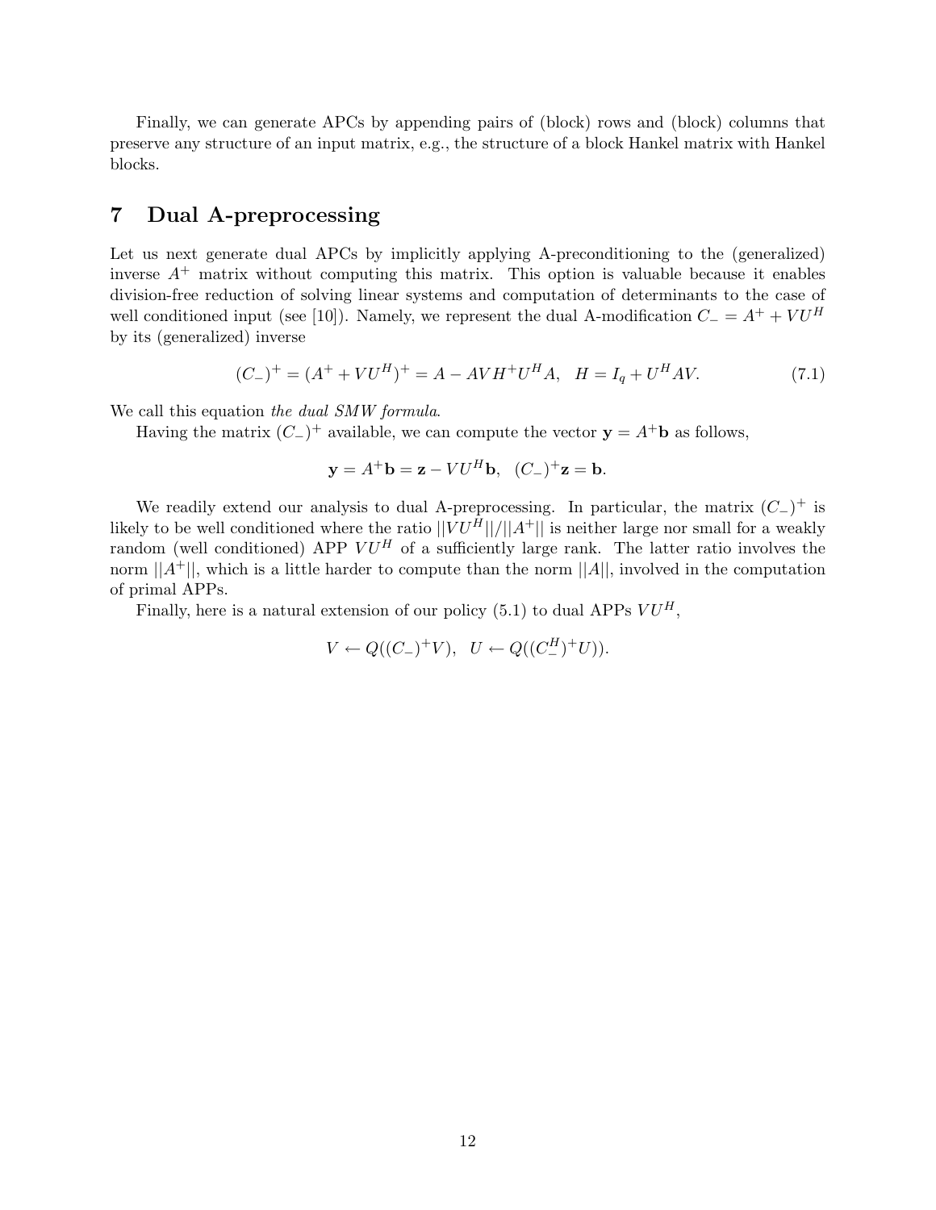Finally, we can generate APCs by appending pairs of (block) rows and (block) columns that preserve any structure of an input matrix, e.g., the structure of a block Hankel matrix with Hankel blocks.

# 7 Dual A-preprocessing

Let us next generate dual APCs by implicitly applying A-preconditioning to the (generalized) inverse $A^+$ matrix without computing this matrix. This option is valuable because it enables division-free reduction of solving linear systems and computation of determinants to the case of well conditioned input (see [10]). Namely, we represent the dual A-modification $C_- = A^+ + VU^H$ by its (generalized) inverse

$$(C_-)^+ = (A^+ + VU^H)^+ = A - AVH^+U^HA, \quad H = I_q + U^HAV. \tag{7.1}$$

We call this equation *the dual SMW formula*.

Having the matrix $(C_-)^+$ available, we can compute the vector $\mathbf{y} = A^+\mathbf{b}$ as follows,

$$\mathbf{y} = A^+\mathbf{b} = \mathbf{z} - VU^H\mathbf{b}, \quad (C_-)^+\mathbf{z} = \mathbf{b}.$$

We readily extend our analysis to dual A-preprocessing. In particular, the matrix $(C_-)^+$ is likely to be well conditioned where the ratio $||VU^H||/||A^+||$ is neither large nor small for a weakly random (well conditioned) APP $VU^H$ of a sufficiently large rank. The latter ratio involves the norm $||A^+||$, which is a little harder to compute than the norm $||A||$, involved in the computation of primal APPs.

Finally, here is a natural extension of our policy (5.1) to dual APPs $VU^H$,

$$V \leftarrow Q((C_-)^+V), \quad U \leftarrow Q((C_-^H)^+U)).$$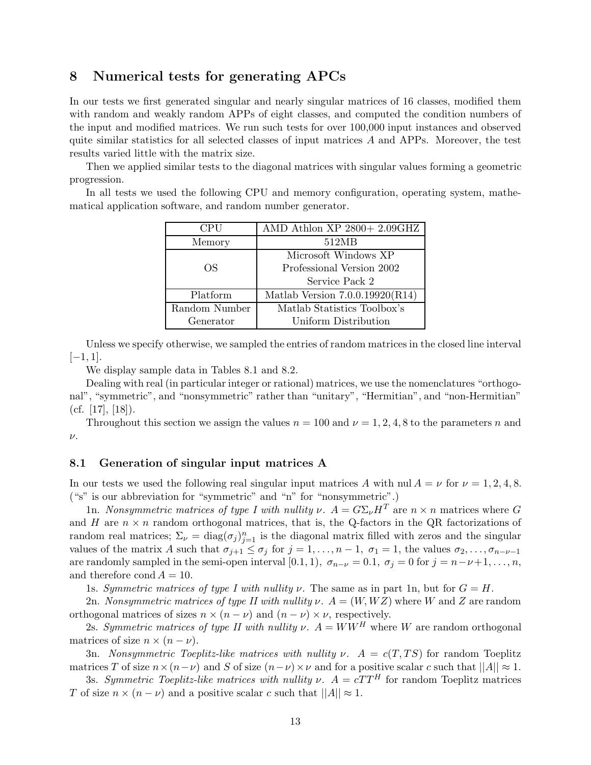## 8 Numerical tests for generating APCs

In our tests we first generated singular and nearly singular matrices of 16 classes, modified them with random and weakly random APPs of eight classes, and computed the condition numbers of the input and modified matrices. We run such tests for over 100,000 input instances and observed quite similar statistics for all selected classes of input matrices $A$ and APPs. Moreover, the test results varied little with the matrix size.

Then we applied similar tests to the diagonal matrices with singular values forming a geometric progression.

In all tests we used the following CPU and memory configuration, operating system, mathematical application software, and random number generator.

| CPU | AMD Athlon XP 2800+ 2.09GHZ |
|---|---|
| Memory | 512MB |
| OS | Microsoft Windows XP Professional Version 2002 Service Pack 2 |
| Platform | Matlab Version 7.0.0.19920(R14) |
| Random Number Generator | Matlab Statistics Toolbox's Uniform Distribution |

Unless we specify otherwise, we sampled the entries of random matrices in the closed line interval $[-1, 1]$.

We display sample data in Tables 8.1 and 8.2.

Dealing with real (in particular integer or rational) matrices, we use the nomenclatures "orthogonal", "symmetric", and "nonsymmetric" rather than "unitary", "Hermitian", and "non-Hermitian" (cf. [17], [18]).

Throughout this section we assign the values $n = 100$ and $\nu = 1, 2, 4, 8$ to the parameters $n$ and $\nu$.

### 8.1 Generation of singular input matrices A

In our tests we used the following real singular input matrices $A$ with $\text{nul}\, A = \nu$ for $\nu = 1, 2, 4, 8$. ("s" is our abbreviation for "symmetric" and "n" for "nonsymmetric".)

1n. *Nonsymmetric matrices of type I with nullity* $\nu$. $A = G\Sigma_\nu H^T$ are $n \times n$ matrices where $G$ and $H$ are $n \times n$ random orthogonal matrices, that is, the Q-factors in the QR factorizations of random real matrices; $\Sigma_\nu = \text{diag}(\sigma_j)_{j=1}^n$ is the diagonal matrix filled with zeros and the singular values of the matrix $A$ such that $\sigma_{j+1} \le \sigma_j$ for $j = 1, \dots, n-1$, $\sigma_1 = 1$, the values $\sigma_2, \dots, \sigma_{n-\nu-1}$ are randomly sampled in the semi-open interval $[0.1, 1)$, $\sigma_{n-\nu} = 0.1$, $\sigma_j = 0$ for $j = n-\nu+1, \dots, n$, and therefore $\text{cond}\, A = 10$.

1s. *Symmetric matrices of type I with nullity* $\nu$. The same as in part 1n, but for $G = H$.

2n. *Nonsymmetric matrices of type II with nullity* $\nu$. $A = (W, WZ)$ where $W$ and $Z$ are random orthogonal matrices of sizes $n \times (n - \nu)$ and $(n - \nu) \times \nu$, respectively.

2s. *Symmetric matrices of type II with nullity* $\nu$. $A = WW^H$ where $W$ are random orthogonal matrices of size $n \times (n - \nu)$.

3n. *Nonsymmetric Toeplitz-like matrices with nullity* $\nu$. $A = c(T, TS)$ for random Toeplitz matrices $T$ of size $n \times (n-\nu)$ and $S$ of size $(n-\nu) \times \nu$ and for a positive scalar $c$ such that $||A|| \approx 1$.

3s. *Symmetric Toeplitz-like matrices with nullity* $\nu$. $A = cTT^H$ for random Toeplitz matrices $T$ of size $n \times (n - \nu)$ and a positive scalar $c$ such that $||A|| \approx 1$.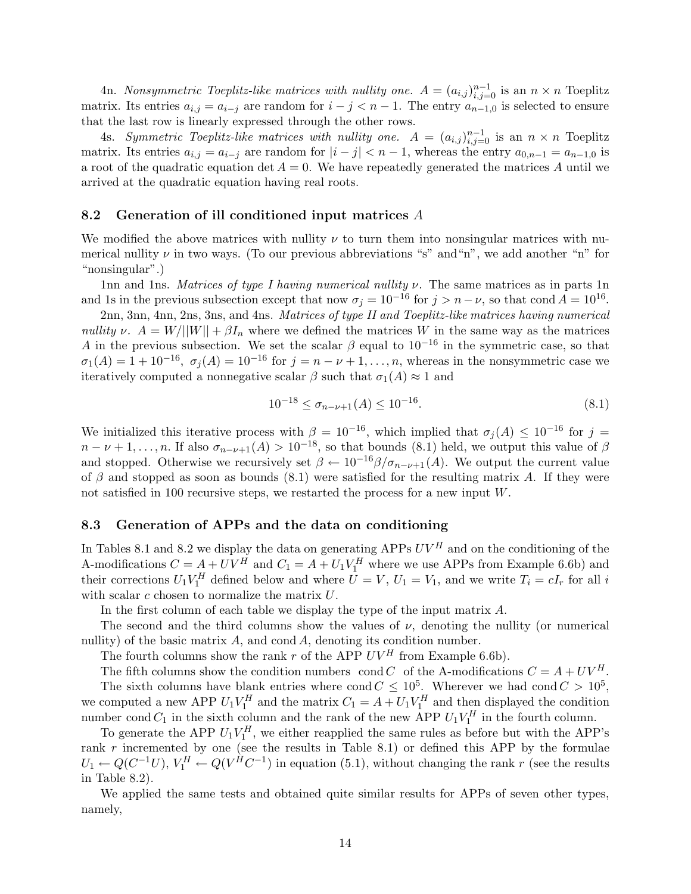4n. *Nonsymmetric Toeplitz-like matrices with nullity one.* $A = (a_{i,j})_{i,j=0}^{n-1}$ is an $n \times n$ Toeplitz matrix. Its entries $a_{i,j} = a_{i-j}$ are random for $i - j < n - 1$. The entry $a_{n-1,0}$ is selected to ensure that the last row is linearly expressed through the other rows.

4s. *Symmetric Toeplitz-like matrices with nullity one.* $A = (a_{i,j})_{i,j=0}^{n-1}$ is an $n \times n$ Toeplitz matrix. Its entries $a_{i,j} = a_{i-j}$ are random for $|i - j| < n - 1$, whereas the entry $a_{0,n-1} = a_{n-1,0}$ is a root of the quadratic equation $\det A = 0$. We have repeatedly generated the matrices $A$ until we arrived at the quadratic equation having real roots.

### 8.2 Generation of ill conditioned input matrices $A$

We modified the above matrices with nullity $\nu$ to turn them into nonsingular matrices with numerical nullity $\nu$ in two ways. (To our previous abbreviations "s" and"n", we add another "n" for "nonsingular".)

1nn and 1ns. *Matrices of type I having numerical nullity $\nu$.* The same matrices as in parts 1n and 1s in the previous subsection except that now $\sigma_j = 10^{-16}$ for $j > n - \nu$, so that $\operatorname{cond} A = 10^{16}$.

2nn, 3nn, 4nn, 2ns, 3ns, and 4ns. *Matrices of type II and Toeplitz-like matrices having numerical nullity $\nu$.* $A = W/||W|| + \beta I_n$ where we defined the matrices $W$ in the same way as the matrices $A$ in the previous subsection. We set the scalar $\beta$ equal to $10^{-16}$ in the symmetric case, so that $\sigma_1(A) = 1 + 10^{-16}$, $\sigma_j(A) = 10^{-16}$ for $j = n - \nu + 1, \ldots, n$, whereas in the nonsymmetric case we iteratively computed a nonnegative scalar $\beta$ such that $\sigma_1(A) \approx 1$ and

$$10^{-18} \leq \sigma_{n-\nu+1}(A) \leq 10^{-16}. \tag{8.1}$$

We initialized this iterative process with $\beta = 10^{-16}$, which implied that $\sigma_j(A) \leq 10^{-16}$ for $j = n - \nu + 1, \ldots, n$. If also $\sigma_{n-\nu+1}(A) > 10^{-18}$, so that bounds (8.1) held, we output this value of $\beta$ and stopped. Otherwise we recursively set $\beta \leftarrow 10^{-16}\beta/\sigma_{n-\nu+1}(A)$. We output the current value of $\beta$ and stopped as soon as bounds (8.1) were satisfied for the resulting matrix $A$. If they were not satisfied in 100 recursive steps, we restarted the process for a new input $W$.

### 8.3 Generation of APPs and the data on conditioning

In Tables 8.1 and 8.2 we display the data on generating APPs $UV^H$ and on the conditioning of the A-modifications $C = A + UV^H$ and $C_1 = A + U_1V_1^H$ where we use APPs from Example 6.6b) and their corrections $U_1V_1^H$ defined below and where $U = V$, $U_1 = V_1$, and we write $T_i = cI_r$ for all $i$ with scalar $c$ chosen to normalize the matrix $U$.

In the first column of each table we display the type of the input matrix $A$.

The second and the third columns show the values of $\nu$, denoting the nullity (or numerical nullity) of the basic matrix $A$, and $\operatorname{cond} A$, denoting its condition number.

The fourth columns show the rank $r$ of the APP $UV^H$ from Example 6.6b).

The fifth columns show the condition numbers $\operatorname{cond} C$ of the A-modifications $C = A + UV^H$.

The sixth columns have blank entries where $\operatorname{cond} C \leq 10^5$. Wherever we had $\operatorname{cond} C > 10^5$, we computed a new APP $U_1V_1^H$ and the matrix $C_1 = A + U_1V_1^H$ and then displayed the condition number $\operatorname{cond} C_1$ in the sixth column and the rank of the new APP $U_1V_1^H$ in the fourth column.

To generate the APP $U_1V_1^H$, we either reapplied the same rules as before but with the APP's rank $r$ incremented by one (see the results in Table 8.1) or defined this APP by the formulae $U_1 \leftarrow Q(C^{-1}U)$, $V_1^H \leftarrow Q(V^HC^{-1})$ in equation (5.1), without changing the rank $r$ (see the results in Table 8.2).

We applied the same tests and obtained quite similar results for APPs of seven other types, namely,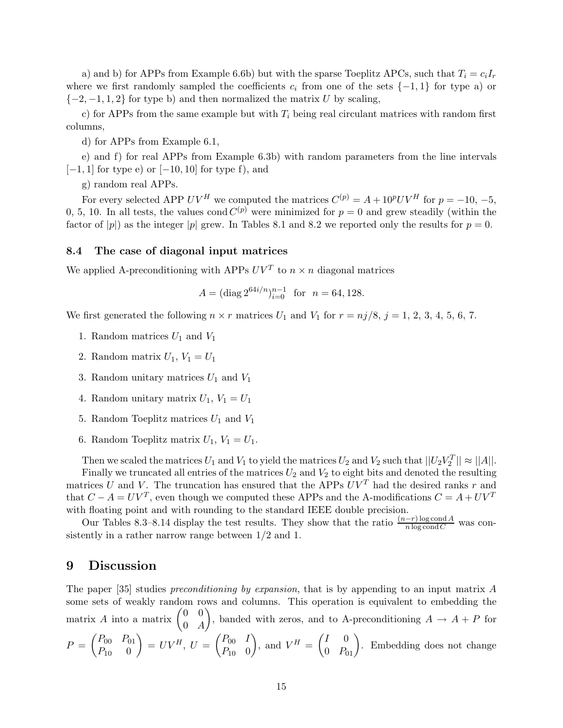a) and b) for APPs from Example 6.6b) but with the sparse Toeplitz APCs, such that $T_i = c_i I_r$ where we first randomly sampled the coefficients $c_i$ from one of the sets $\{-1, 1\}$ for type a) or $\{-2, -1, 1, 2\}$ for type b) and then normalized the matrix $U$ by scaling,

c) for APPs from the same example but with $T_i$ being real circulant matrices with random first columns,

d) for APPs from Example 6.1,

e) and f) for real APPs from Example 6.3b) with random parameters from the line intervals $[-1, 1]$ for type e) or $[-10, 10]$ for type f), and

g) random real APPs.

For every selected APP $UV^H$ we computed the matrices $C^{(p)} = A + 10^p UV^H$ for $p = -10, -5, 0, 5, 10$. In all tests, the values $\operatorname{cond} C^{(p)}$ were minimized for $p = 0$ and grew steadily (within the factor of $|p|$) as the integer $|p|$ grew. In Tables 8.1 and 8.2 we reported only the results for $p = 0$.

### 8.4 The case of diagonal input matrices

We applied A-preconditioning with APPs $UV^T$ to $n \times n$ diagonal matrices

$$A = (\operatorname{diag} 2^{64i/n})_{i=0}^{n-1} \quad \text{for} \quad n = 64, 128.$$

We first generated the following $n \times r$ matrices $U_1$ and $V_1$ for $r = nj/8$, $j = 1, 2, 3, 4, 5, 6, 7$.

1. Random matrices $U_1$ and $V_1$
2. Random matrix $U_1$, $V_1 = U_1$
3. Random unitary matrices $U_1$ and $V_1$
4. Random unitary matrix $U_1$, $V_1 = U_1$
5. Random Toeplitz matrices $U_1$ and $V_1$
6. Random Toeplitz matrix $U_1$, $V_1 = U_1$.

Then we scaled the matrices $U_1$ and $V_1$ to yield the matrices $U_2$ and $V_2$ such that $||U_2 V_2^T|| \approx ||A||$.

Finally we truncated all entries of the matrices $U_2$ and $V_2$ to eight bits and denoted the resulting matrices $U$ and $V$. The truncation has ensured that the APPs $UV^T$ had the desired ranks $r$ and that $C - A = UV^T$, even though we computed these APPs and the A-modifications $C = A + UV^T$ with floating point and with rounding to the standard IEEE double precision.

Our Tables 8.3–8.14 display the test results. They show that the ratio $\frac{(n-r)\log \operatorname{cond} A}{n \log \operatorname{cond} C}$ was consistently in a rather narrow range between 1/2 and 1.

## 9 Discussion

The paper [35] studies *preconditioning by expansion*, that is by appending to an input matrix $A$ some sets of weakly random rows and columns. This operation is equivalent to embedding the matrix $A$ into a matrix $\begin{pmatrix} 0 & 0 \\ 0 & A \end{pmatrix}$, banded with zeros, and to A-preconditioning $A \to A + P$ for $P = \begin{pmatrix} P_{00} & P_{01} \\ P_{10} & 0 \end{pmatrix} = UV^H$, $U = \begin{pmatrix} P_{00} & I \\ P_{10} & 0 \end{pmatrix}$, and $V^H = \begin{pmatrix} I & 0 \\ 0 & P_{01} \end{pmatrix}$. Embedding does not change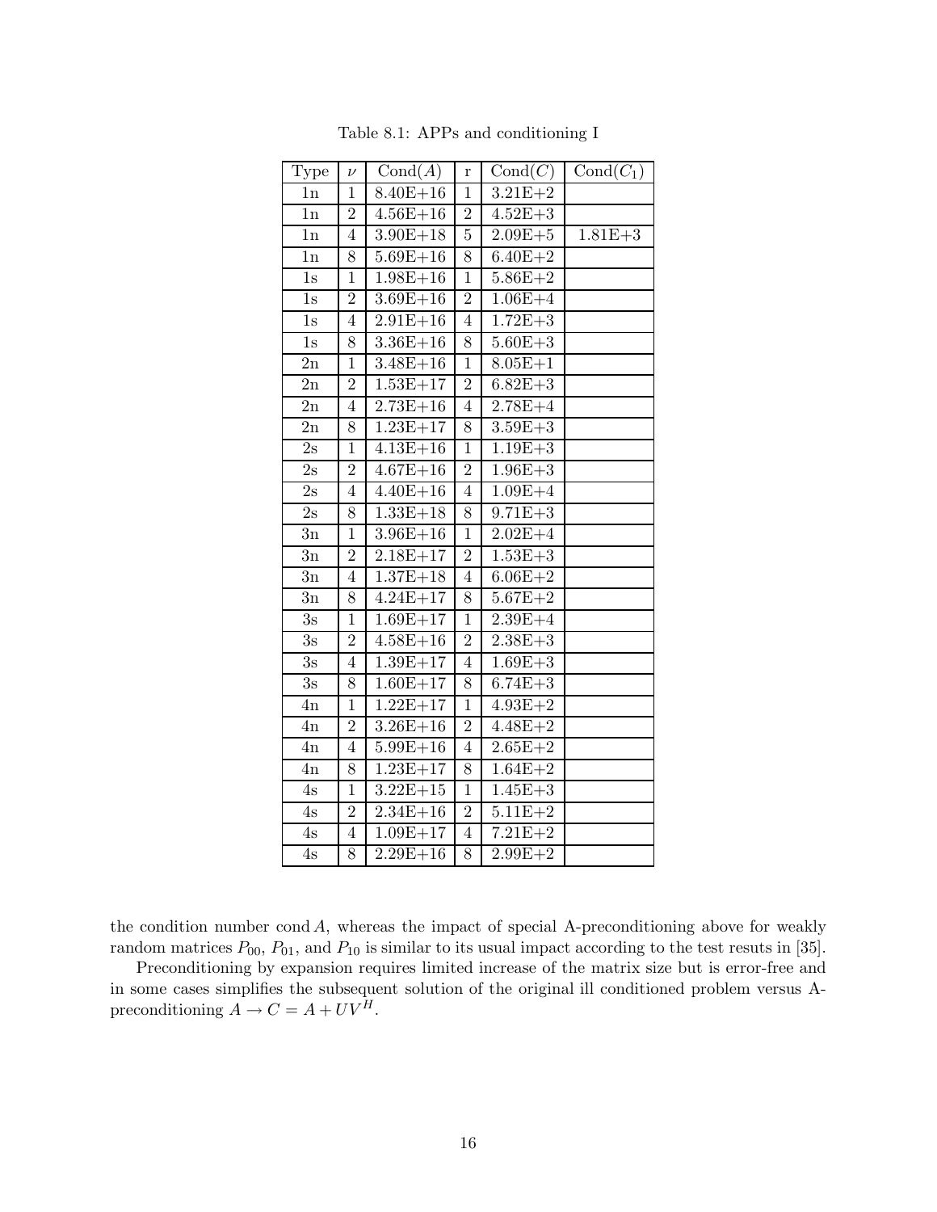Table 8.1: APPs and conditioning I

| Type | $\nu$ | Cond($A$) | r | Cond($C$) | Cond($C_1$) |
|---|---|---|---|---|---|
| 1n | 1 | 8.40E+16 | 1 | 3.21E+2 | |
| 1n | 2 | 4.56E+16 | 2 | 4.52E+3 | |
| 1n | 4 | 3.90E+18 | 5 | 2.09E+5 | 1.81E+3 |
| 1n | 8 | 5.69E+16 | 8 | 6.40E+2 | |
| 1s | 1 | 1.98E+16 | 1 | 5.86E+2 | |
| 1s | 2 | 3.69E+16 | 2 | 1.06E+4 | |
| 1s | 4 | 2.91E+16 | 4 | 1.72E+3 | |
| 1s | 8 | 3.36E+16 | 8 | 5.60E+3 | |
| 2n | 1 | 3.48E+16 | 1 | 8.05E+1 | |
| 2n | 2 | 1.53E+17 | 2 | 6.82E+3 | |
| 2n | 4 | 2.73E+16 | 4 | 2.78E+4 | |
| 2n | 8 | 1.23E+17 | 8 | 3.59E+3 | |
| 2s | 1 | 4.13E+16 | 1 | 1.19E+3 | |
| 2s | 2 | 4.67E+16 | 2 | 1.96E+3 | |
| 2s | 4 | 4.40E+16 | 4 | 1.09E+4 | |
| 2s | 8 | 1.33E+18 | 8 | 9.71E+3 | |
| 3n | 1 | 3.96E+16 | 1 | 2.02E+4 | |
| 3n | 2 | 2.18E+17 | 2 | 1.53E+3 | |
| 3n | 4 | 1.37E+18 | 4 | 6.06E+2 | |
| 3n | 8 | 4.24E+17 | 8 | 5.67E+2 | |
| 3s | 1 | 1.69E+17 | 1 | 2.39E+4 | |
| 3s | 2 | 4.58E+16 | 2 | 2.38E+3 | |
| 3s | 4 | 1.39E+17 | 4 | 1.69E+3 | |
| 3s | 8 | 1.60E+17 | 8 | 6.74E+3 | |
| 4n | 1 | 1.22E+17 | 1 | 4.93E+2 | |
| 4n | 2 | 3.26E+16 | 2 | 4.48E+2 | |
| 4n | 4 | 5.99E+16 | 4 | 2.65E+2 | |
| 4n | 8 | 1.23E+17 | 8 | 1.64E+2 | |
| 4s | 1 | 3.22E+15 | 1 | 1.45E+3 | |
| 4s | 2 | 2.34E+16 | 2 | 5.11E+2 | |
| 4s | 4 | 1.09E+17 | 4 | 7.21E+2 | |
| 4s | 8 | 2.29E+16 | 8 | 2.99E+2 | |

the condition number $\operatorname{cond} A$, whereas the impact of special A-preconditioning above for weakly random matrices $P_{00}$, $P_{01}$, and $P_{10}$ is similar to its usual impact according to the test resuts in [35].

Preconditioning by expansion requires limited increase of the matrix size but is error-free and in some cases simplifies the subsequent solution of the original ill conditioned problem versus A-preconditioning $A \rightarrow C = A + UV^H$.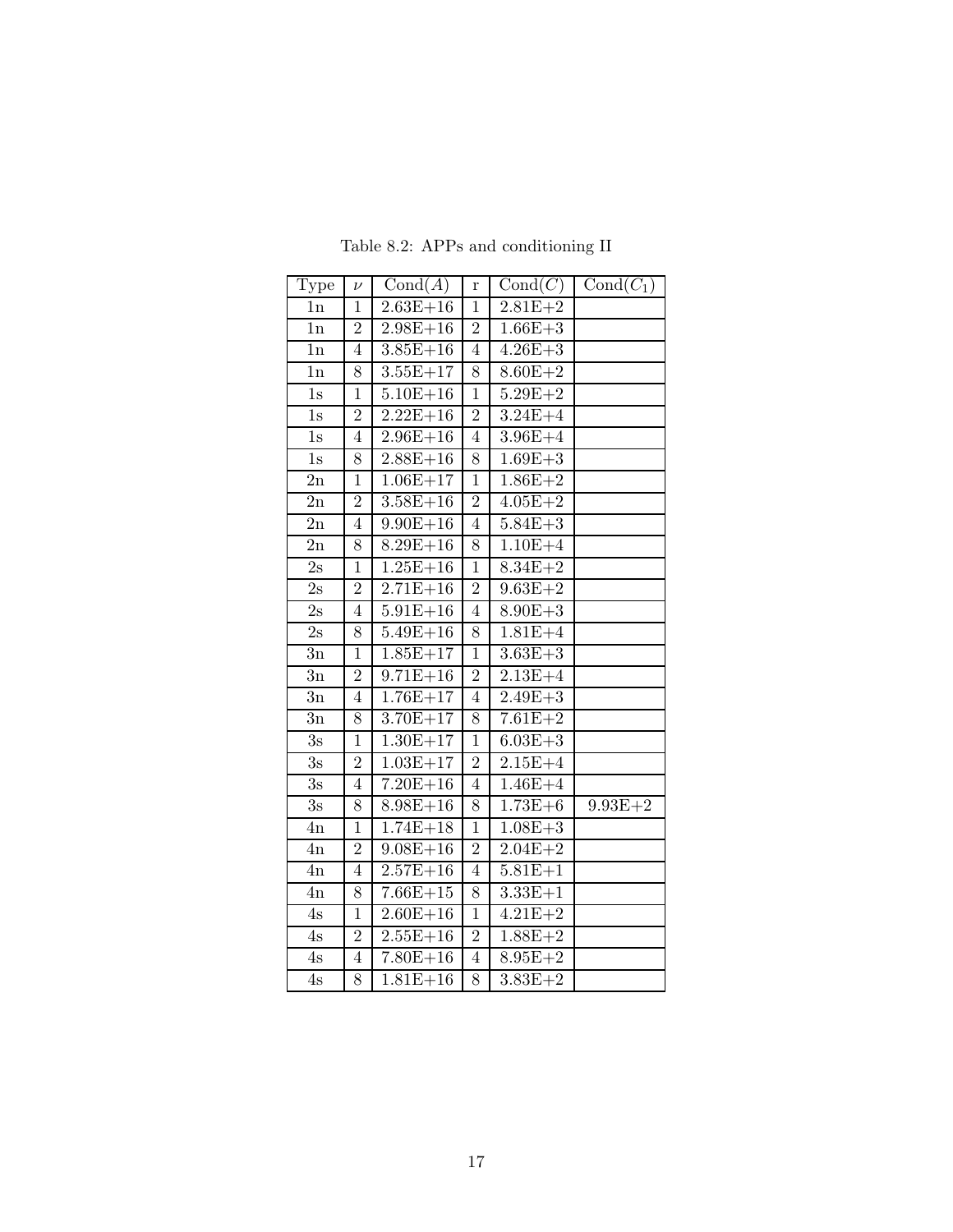Table 8.2: APPs and conditioning II

| Type | $\nu$ | Cond($A$) | r | Cond($C$) | Cond($C_1$) |
|---|---|---|---|---|---|
| 1n | 1 | 2.63E+16 | 1 | 2.81E+2 | |
| 1n | 2 | 2.98E+16 | 2 | 1.66E+3 | |
| 1n | 4 | 3.85E+16 | 4 | 4.26E+3 | |
| 1n | 8 | 3.55E+17 | 8 | 8.60E+2 | |
| 1s | 1 | 5.10E+16 | 1 | 5.29E+2 | |
| 1s | 2 | 2.22E+16 | 2 | 3.24E+4 | |
| 1s | 4 | 2.96E+16 | 4 | 3.96E+4 | |
| 1s | 8 | 2.88E+16 | 8 | 1.69E+3 | |
| 2n | 1 | 1.06E+17 | 1 | 1.86E+2 | |
| 2n | 2 | 3.58E+16 | 2 | 4.05E+2 | |
| 2n | 4 | 9.90E+16 | 4 | 5.84E+3 | |
| 2n | 8 | 8.29E+16 | 8 | 1.10E+4 | |
| 2s | 1 | 1.25E+16 | 1 | 8.34E+2 | |
| 2s | 2 | 2.71E+16 | 2 | 9.63E+2 | |
| 2s | 4 | 5.91E+16 | 4 | 8.90E+3 | |
| 2s | 8 | 5.49E+16 | 8 | 1.81E+4 | |
| 3n | 1 | 1.85E+17 | 1 | 3.63E+3 | |
| 3n | 2 | 9.71E+16 | 2 | 2.13E+4 | |
| 3n | 4 | 1.76E+17 | 4 | 2.49E+3 | |
| 3n | 8 | 3.70E+17 | 8 | 7.61E+2 | |
| 3s | 1 | 1.30E+17 | 1 | 6.03E+3 | |
| 3s | 2 | 1.03E+17 | 2 | 2.15E+4 | |
| 3s | 4 | 7.20E+16 | 4 | 1.46E+4 | |
| 3s | 8 | 8.98E+16 | 8 | 1.73E+6 | 9.93E+2 |
| 4n | 1 | 1.74E+18 | 1 | 1.08E+3 | |
| 4n | 2 | 9.08E+16 | 2 | 2.04E+2 | |
| 4n | 4 | 2.57E+16 | 4 | 5.81E+1 | |
| 4n | 8 | 7.66E+15 | 8 | 3.33E+1 | |
| 4s | 1 | 2.60E+16 | 1 | 4.21E+2 | |
| 4s | 2 | 2.55E+16 | 2 | 1.88E+2 | |
| 4s | 4 | 7.80E+16 | 4 | 8.95E+2 | |
| 4s | 8 | 1.81E+16 | 8 | 3.83E+2 | |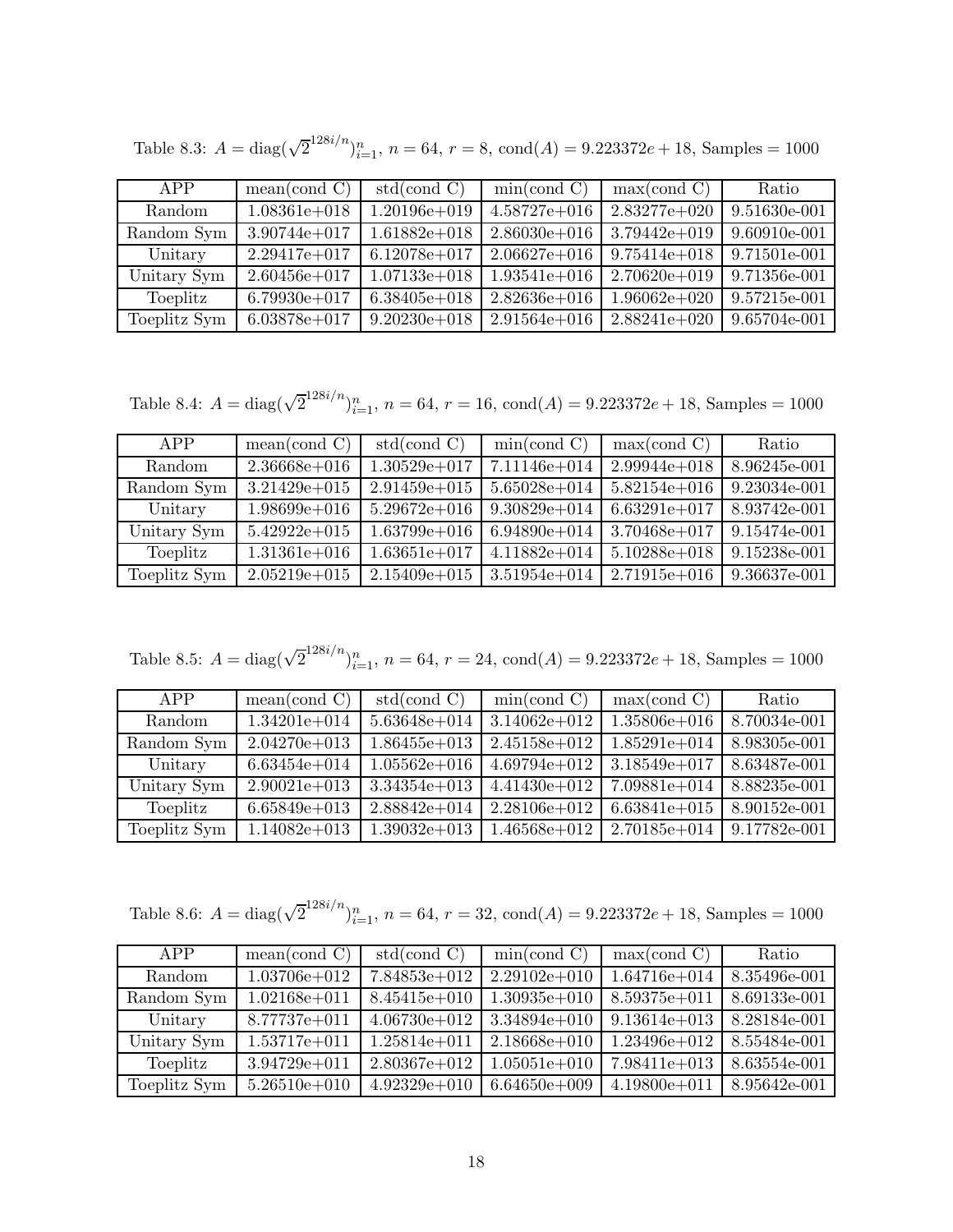Table 8.3: $A = \text{diag}(\sqrt{2}^{128i/n})_{i=1}^{n}$, $n = 64$, $r = 8$, $\text{cond}(A) = 9.223372e + 18$, Samples = 1000

| APP | mean(cond C) | std(cond C) | min(cond C) | max(cond C) | Ratio |
|---|---|---|---|---|---|
| Random | 1.08361e+018 | 1.20196e+019 | 4.58727e+016 | 2.83277e+020 | 9.51630e-001 |
| Random Sym | 3.90744e+017 | 1.61882e+018 | 2.86030e+016 | 3.79442e+019 | 9.60910e-001 |
| Unitary | 2.29417e+017 | 6.12078e+017 | 2.06627e+016 | 9.75414e+018 | 9.71501e-001 |
| Unitary Sym | 2.60456e+017 | 1.07133e+018 | 1.93541e+016 | 2.70620e+019 | 9.71356e-001 |
| Toeplitz | 6.79930e+017 | 6.38405e+018 | 2.82636e+016 | 1.96062e+020 | 9.57215e-001 |
| Toeplitz Sym | 6.03878e+017 | 9.20230e+018 | 2.91564e+016 | 2.88241e+020 | 9.65704e-001 |

Table 8.4: $A = \text{diag}(\sqrt{2}^{128i/n})_{i=1}^{n}$, $n = 64$, $r = 16$, $\text{cond}(A) = 9.223372e + 18$, Samples = 1000

| APP | mean(cond C) | std(cond C) | min(cond C) | max(cond C) | Ratio |
|---|---|---|---|---|---|
| Random | 2.36668e+016 | 1.30529e+017 | 7.11146e+014 | 2.99944e+018 | 8.96245e-001 |
| Random Sym | 3.21429e+015 | 2.91459e+015 | 5.65028e+014 | 5.82154e+016 | 9.23034e-001 |
| Unitary | 1.98699e+016 | 5.29672e+016 | 9.30829e+014 | 6.63291e+017 | 8.93742e-001 |
| Unitary Sym | 5.42922e+015 | 1.63799e+016 | 6.94890e+014 | 3.70468e+017 | 9.15474e-001 |
| Toeplitz | 1.31361e+016 | 1.63651e+017 | 4.11882e+014 | 5.10288e+018 | 9.15238e-001 |
| Toeplitz Sym | 2.05219e+015 | 2.15409e+015 | 3.51954e+014 | 2.71915e+016 | 9.36637e-001 |

Table 8.5: $A = \text{diag}(\sqrt{2}^{128i/n})_{i=1}^{n}$, $n = 64$, $r = 24$, $\text{cond}(A) = 9.223372e + 18$, Samples = 1000

| APP | mean(cond C) | std(cond C) | min(cond C) | max(cond C) | Ratio |
|---|---|---|---|---|---|
| Random | 1.34201e+014 | 5.63648e+014 | 3.14062e+012 | 1.35806e+016 | 8.70034e-001 |
| Random Sym | 2.04270e+013 | 1.86455e+013 | 2.45158e+012 | 1.85291e+014 | 8.98305e-001 |
| Unitary | 6.63454e+014 | 1.05562e+016 | 4.69794e+012 | 3.18549e+017 | 8.63487e-001 |
| Unitary Sym | 2.90021e+013 | 3.34354e+013 | 4.41430e+012 | 7.09881e+014 | 8.88235e-001 |
| Toeplitz | 6.65849e+013 | 2.88842e+014 | 2.28106e+012 | 6.63841e+015 | 8.90152e-001 |
| Toeplitz Sym | 1.14082e+013 | 1.39032e+013 | 1.46568e+012 | 2.70185e+014 | 9.17782e-001 |

Table 8.6: $A = \text{diag}(\sqrt{2}^{128i/n})_{i=1}^{n}$, $n = 64$, $r = 32$, $\text{cond}(A) = 9.223372e + 18$, Samples = 1000

| APP | mean(cond C) | std(cond C) | min(cond C) | max(cond C) | Ratio |
|---|---|---|---|---|---|
| Random | 1.03706e+012 | 7.84853e+012 | 2.29102e+010 | 1.64716e+014 | 8.35496e-001 |
| Random Sym | 1.02168e+011 | 8.45415e+010 | 1.30935e+010 | 8.59375e+011 | 8.69133e-001 |
| Unitary | 8.77737e+011 | 4.06730e+012 | 3.34894e+010 | 9.13614e+013 | 8.28184e-001 |
| Unitary Sym | 1.53717e+011 | 1.25814e+011 | 2.18668e+010 | 1.23496e+012 | 8.55484e-001 |
| Toeplitz | 3.94729e+011 | 2.80367e+012 | 1.05051e+010 | 7.98411e+013 | 8.63554e-001 |
| Toeplitz Sym | 5.26510e+010 | 4.92329e+010 | 6.64650e+009 | 4.19800e+011 | 8.95642e-001 |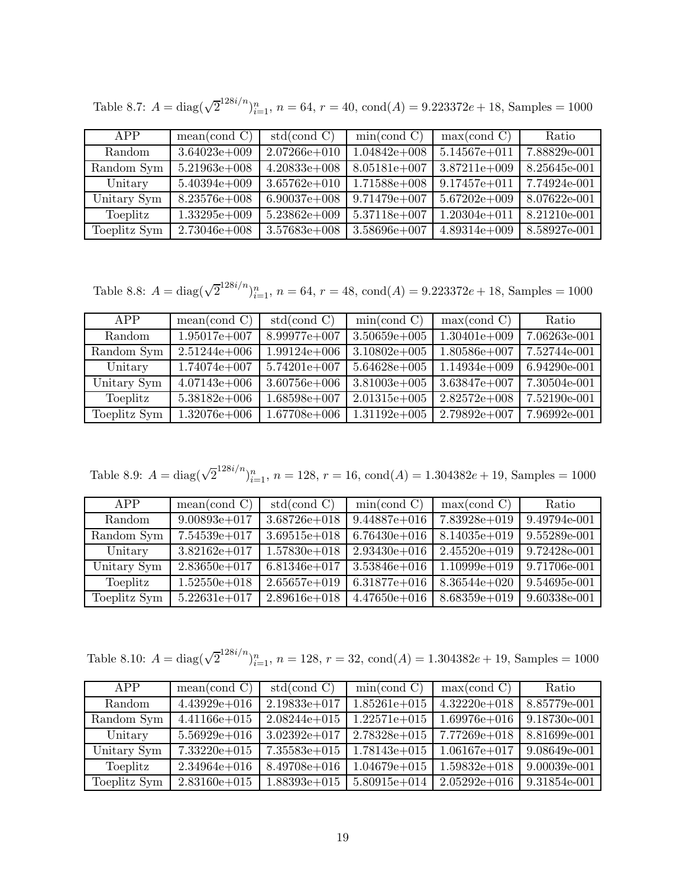Table 8.7: $A = \text{diag}(\sqrt{2}^{128i/n})_{i=1}^{n}$, $n = 64$, $r = 40$, $\text{cond}(A) = 9.223372e + 18$, Samples $= 1000$

| APP | mean(cond C) | std(cond C) | min(cond C) | max(cond C) | Ratio |
|---|---|---|---|---|---|
| Random | 3.64023e+009 | 2.07266e+010 | 1.04842e+008 | 5.14567e+011 | 7.88829e-001 |
| Random Sym | 5.21963e+008 | 4.20833e+008 | 8.05181e+007 | 3.87211e+009 | 8.25645e-001 |
| Unitary | 5.40394e+009 | 3.65762e+010 | 1.71588e+008 | 9.17457e+011 | 7.74924e-001 |
| Unitary Sym | 8.23576e+008 | 6.90037e+008 | 9.71479e+007 | 5.67202e+009 | 8.07622e-001 |
| Toeplitz | 1.33295e+009 | 5.23862e+009 | 5.37118e+007 | 1.20304e+011 | 8.21210e-001 |
| Toeplitz Sym | 2.73046e+008 | 3.57683e+008 | 3.58696e+007 | 4.89314e+009 | 8.58927e-001 |

Table 8.8: $A = \text{diag}(\sqrt{2}^{128i/n})_{i=1}^{n}$, $n = 64$, $r = 48$, $\text{cond}(A) = 9.223372e + 18$, Samples $= 1000$

| APP | mean(cond C) | std(cond C) | min(cond C) | max(cond C) | Ratio |
|---|---|---|---|---|---|
| Random | 1.95017e+007 | 8.99977e+007 | 3.50659e+005 | 1.30401e+009 | 7.06263e-001 |
| Random Sym | 2.51244e+006 | 1.99124e+006 | 3.10802e+005 | 1.80586e+007 | 7.52744e-001 |
| Unitary | 1.74074e+007 | 5.74201e+007 | 5.64628e+005 | 1.14934e+009 | 6.94290e-001 |
| Unitary Sym | 4.07143e+006 | 3.60756e+006 | 3.81003e+005 | 3.63847e+007 | 7.30504e-001 |
| Toeplitz | 5.38182e+006 | 1.68598e+007 | 2.01315e+005 | 2.82572e+008 | 7.52190e-001 |
| Toeplitz Sym | 1.32076e+006 | 1.67708e+006 | 1.31192e+005 | 2.79892e+007 | 7.96992e-001 |

Table 8.9: $A = \text{diag}(\sqrt{2}^{128i/n})_{i=1}^{n}$, $n = 128$, $r = 16$, $\text{cond}(A) = 1.304382e + 19$, Samples $= 1000$

| APP | mean(cond C) | std(cond C) | min(cond C) | max(cond C) | Ratio |
|---|---|---|---|---|---|
| Random | 9.00893e+017 | 3.68726e+018 | 9.44887e+016 | 7.83928e+019 | 9.49794e-001 |
| Random Sym | 7.54539e+017 | 3.69515e+018 | 6.76430e+016 | 8.14035e+019 | 9.55289e-001 |
| Unitary | 3.82162e+017 | 1.57830e+018 | 2.93430e+016 | 2.45520e+019 | 9.72428e-001 |
| Unitary Sym | 2.83650e+017 | 6.81346e+017 | 3.53846e+016 | 1.10999e+019 | 9.71706e-001 |
| Toeplitz | 1.52550e+018 | 2.65657e+019 | 6.31877e+016 | 8.36544e+020 | 9.54695e-001 |
| Toeplitz Sym | 5.22631e+017 | 2.89616e+018 | 4.47650e+016 | 8.68359e+019 | 9.60338e-001 |

Table 8.10: $A = \text{diag}(\sqrt{2}^{128i/n})_{i=1}^{n}$, $n = 128$, $r = 32$, $\text{cond}(A) = 1.304382e + 19$, Samples $= 1000$

| APP | mean(cond C) | std(cond C) | min(cond C) | max(cond C) | Ratio |
|---|---|---|---|---|---|
| Random | 4.43929e+016 | 2.19833e+017 | 1.85261e+015 | 4.32220e+018 | 8.85779e-001 |
| Random Sym | 4.41166e+015 | 2.08244e+015 | 1.22571e+015 | 1.69976e+016 | 9.18730e-001 |
| Unitary | 5.56929e+016 | 3.02392e+017 | 2.78328e+015 | 7.77269e+018 | 8.81699e-001 |
| Unitary Sym | 7.33220e+015 | 7.35583e+015 | 1.78143e+015 | 1.06167e+017 | 9.08649e-001 |
| Toeplitz | 2.34964e+016 | 8.49708e+016 | 1.04679e+015 | 1.59832e+018 | 9.00039e-001 |
| Toeplitz Sym | 2.83160e+015 | 1.88393e+015 | 5.80915e+014 | 2.05292e+016 | 9.31854e-001 |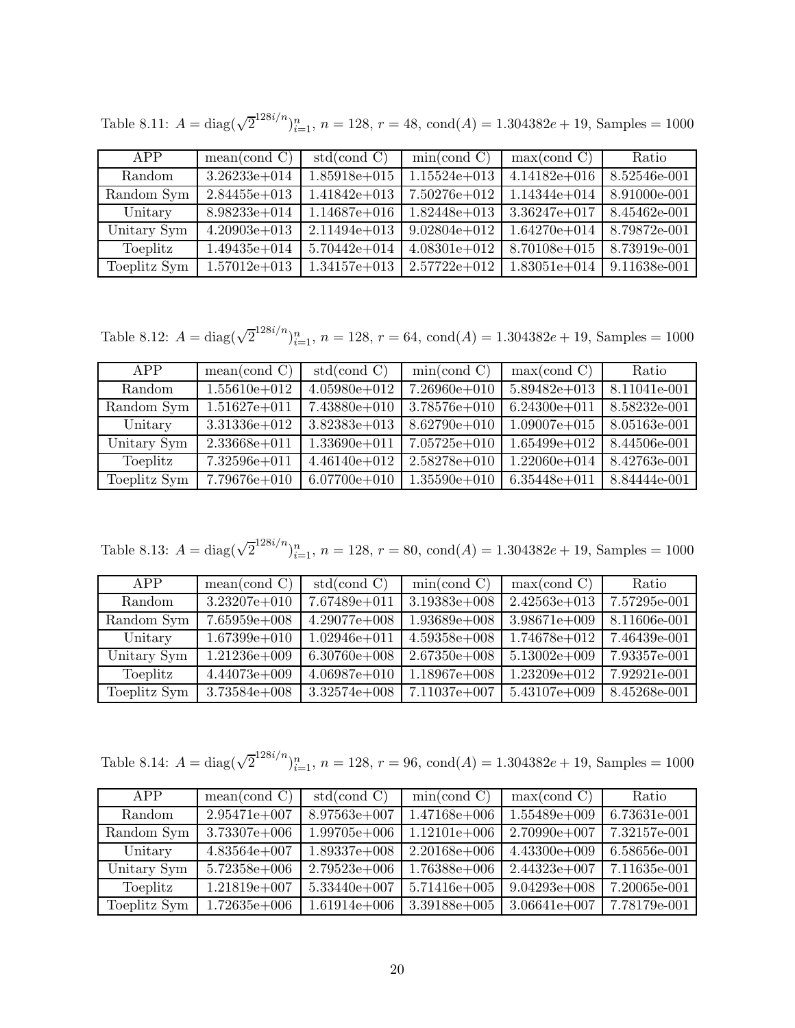Table 8.11: $A = \text{diag}(\sqrt{2}^{128i/n})_{i=1}^{n}$, $n = 128$, $r = 48$, $\text{cond}(A) = 1.304382e + 19$, Samples $= 1000$

| APP | mean(cond C) | std(cond C) | min(cond C) | max(cond C) | Ratio |
|---|---|---|---|---|---|
| Random | 3.26233e+014 | 1.85918e+015 | 1.15524e+013 | 4.14182e+016 | 8.52546e-001 |
| Random Sym | 2.84455e+013 | 1.41842e+013 | 7.50276e+012 | 1.14344e+014 | 8.91000e-001 |
| Unitary | 8.98233e+014 | 1.14687e+016 | 1.82448e+013 | 3.36247e+017 | 8.45462e-001 |
| Unitary Sym | 4.20903e+013 | 2.11494e+013 | 9.02804e+012 | 1.64270e+014 | 8.79872e-001 |
| Toeplitz | 1.49435e+014 | 5.70442e+014 | 4.08301e+012 | 8.70108e+015 | 8.73919e-001 |
| Toeplitz Sym | 1.57012e+013 | 1.34157e+013 | 2.57722e+012 | 1.83051e+014 | 9.11638e-001 |

Table 8.12: $A = \text{diag}(\sqrt{2}^{128i/n})_{i=1}^{n}$, $n = 128$, $r = 64$, $\text{cond}(A) = 1.304382e + 19$, Samples $= 1000$

| APP | mean(cond C) | std(cond C) | min(cond C) | max(cond C) | Ratio |
|---|---|---|---|---|---|
| Random | 1.55610e+012 | 4.05980e+012 | 7.26960e+010 | 5.89482e+013 | 8.11041e-001 |
| Random Sym | 1.51627e+011 | 7.43880e+010 | 3.78576e+010 | 6.24300e+011 | 8.58232e-001 |
| Unitary | 3.31336e+012 | 3.82383e+013 | 8.62790e+010 | 1.09007e+015 | 8.05163e-001 |
| Unitary Sym | 2.33668e+011 | 1.33690e+011 | 7.05725e+010 | 1.65499e+012 | 8.44506e-001 |
| Toeplitz | 7.32596e+011 | 4.46140e+012 | 2.58278e+010 | 1.22060e+014 | 8.42763e-001 |
| Toeplitz Sym | 7.79676e+010 | 6.07700e+010 | 1.35590e+010 | 6.35448e+011 | 8.84444e-001 |

Table 8.13: $A = \text{diag}(\sqrt{2}^{128i/n})_{i=1}^{n}$, $n = 128$, $r = 80$, $\text{cond}(A) = 1.304382e + 19$, Samples $= 1000$

| APP | mean(cond C) | std(cond C) | min(cond C) | max(cond C) | Ratio |
|---|---|---|---|---|---|
| Random | 3.23207e+010 | 7.67489e+011 | 3.19383e+008 | 2.42563e+013 | 7.57295e-001 |
| Random Sym | 7.65959e+008 | 4.29077e+008 | 1.93689e+008 | 3.98671e+009 | 8.11606e-001 |
| Unitary | 1.67399e+010 | 1.02946e+011 | 4.59358e+008 | 1.74678e+012 | 7.46439e-001 |
| Unitary Sym | 1.21236e+009 | 6.30760e+008 | 2.67350e+008 | 5.13002e+009 | 7.93357e-001 |
| Toeplitz | 4.44073e+009 | 4.06987e+010 | 1.18967e+008 | 1.23209e+012 | 7.92921e-001 |
| Toeplitz Sym | 3.73584e+008 | 3.32574e+008 | 7.11037e+007 | 5.43107e+009 | 8.45268e-001 |

Table 8.14: $A = \text{diag}(\sqrt{2}^{128i/n})_{i=1}^{n}$, $n = 128$, $r = 96$, $\text{cond}(A) = 1.304382e + 19$, Samples $= 1000$

| APP | mean(cond C) | std(cond C) | min(cond C) | max(cond C) | Ratio |
|---|---|---|---|---|---|
| Random | 2.95471e+007 | 8.97563e+007 | 1.47168e+006 | 1.55489e+009 | 6.73631e-001 |
| Random Sym | 3.73307e+006 | 1.99705e+006 | 1.12101e+006 | 2.70990e+007 | 7.32157e-001 |
| Unitary | 4.83564e+007 | 1.89337e+008 | 2.20168e+006 | 4.43300e+009 | 6.58656e-001 |
| Unitary Sym | 5.72358e+006 | 2.79523e+006 | 1.76388e+006 | 2.44323e+007 | 7.11635e-001 |
| Toeplitz | 1.21819e+007 | 5.33440e+007 | 5.71416e+005 | 9.04293e+008 | 7.20065e-001 |
| Toeplitz Sym | 1.72635e+006 | 1.61914e+006 | 3.39188e+005 | 3.06641e+007 | 7.78179e-001 |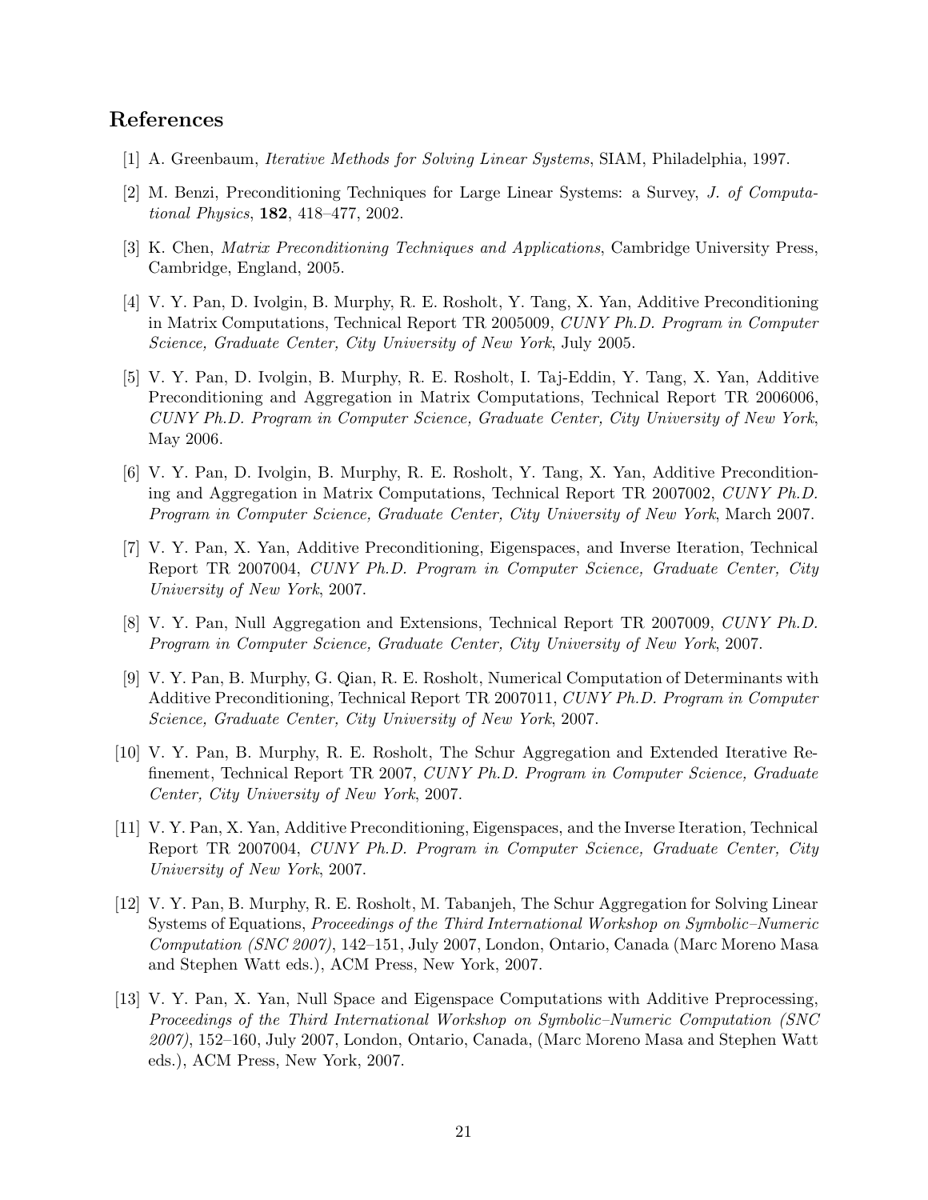## References

[1] A. Greenbaum, *Iterative Methods for Solving Linear Systems*, SIAM, Philadelphia, 1997.

[2] M. Benzi, Preconditioning Techniques for Large Linear Systems: a Survey, *J. of Computational Physics*, **182**, 418–477, 2002.

[3] K. Chen, *Matrix Preconditioning Techniques and Applications*, Cambridge University Press, Cambridge, England, 2005.

[4] V. Y. Pan, D. Ivolgin, B. Murphy, R. E. Rosholt, Y. Tang, X. Yan, Additive Preconditioning in Matrix Computations, Technical Report TR 2005009, *CUNY Ph.D. Program in Computer Science, Graduate Center, City University of New York*, July 2005.

[5] V. Y. Pan, D. Ivolgin, B. Murphy, R. E. Rosholt, I. Taj-Eddin, Y. Tang, X. Yan, Additive Preconditioning and Aggregation in Matrix Computations, Technical Report TR 2006006, *CUNY Ph.D. Program in Computer Science, Graduate Center, City University of New York*, May 2006.

[6] V. Y. Pan, D. Ivolgin, B. Murphy, R. E. Rosholt, Y. Tang, X. Yan, Additive Preconditioning and Aggregation in Matrix Computations, Technical Report TR 2007002, *CUNY Ph.D. Program in Computer Science, Graduate Center, City University of New York*, March 2007.

[7] V. Y. Pan, X. Yan, Additive Preconditioning, Eigenspaces, and Inverse Iteration, Technical Report TR 2007004, *CUNY Ph.D. Program in Computer Science, Graduate Center, City University of New York*, 2007.

[8] V. Y. Pan, Null Aggregation and Extensions, Technical Report TR 2007009, *CUNY Ph.D. Program in Computer Science, Graduate Center, City University of New York*, 2007.

[9] V. Y. Pan, B. Murphy, G. Qian, R. E. Rosholt, Numerical Computation of Determinants with Additive Preconditioning, Technical Report TR 2007011, *CUNY Ph.D. Program in Computer Science, Graduate Center, City University of New York*, 2007.

[10] V. Y. Pan, B. Murphy, R. E. Rosholt, The Schur Aggregation and Extended Iterative Refinement, Technical Report TR 2007, *CUNY Ph.D. Program in Computer Science, Graduate Center, City University of New York*, 2007.

[11] V. Y. Pan, X. Yan, Additive Preconditioning, Eigenspaces, and the Inverse Iteration, Technical Report TR 2007004, *CUNY Ph.D. Program in Computer Science, Graduate Center, City University of New York*, 2007.

[12] V. Y. Pan, B. Murphy, R. E. Rosholt, M. Tabanjeh, The Schur Aggregation for Solving Linear Systems of Equations, *Proceedings of the Third International Workshop on Symbolic–Numeric Computation (SNC 2007)*, 142–151, July 2007, London, Ontario, Canada (Marc Moreno Masa and Stephen Watt eds.), ACM Press, New York, 2007.

[13] V. Y. Pan, X. Yan, Null Space and Eigenspace Computations with Additive Preprocessing, *Proceedings of the Third International Workshop on Symbolic–Numeric Computation (SNC 2007)*, 152–160, July 2007, London, Ontario, Canada, (Marc Moreno Masa and Stephen Watt eds.), ACM Press, New York, 2007.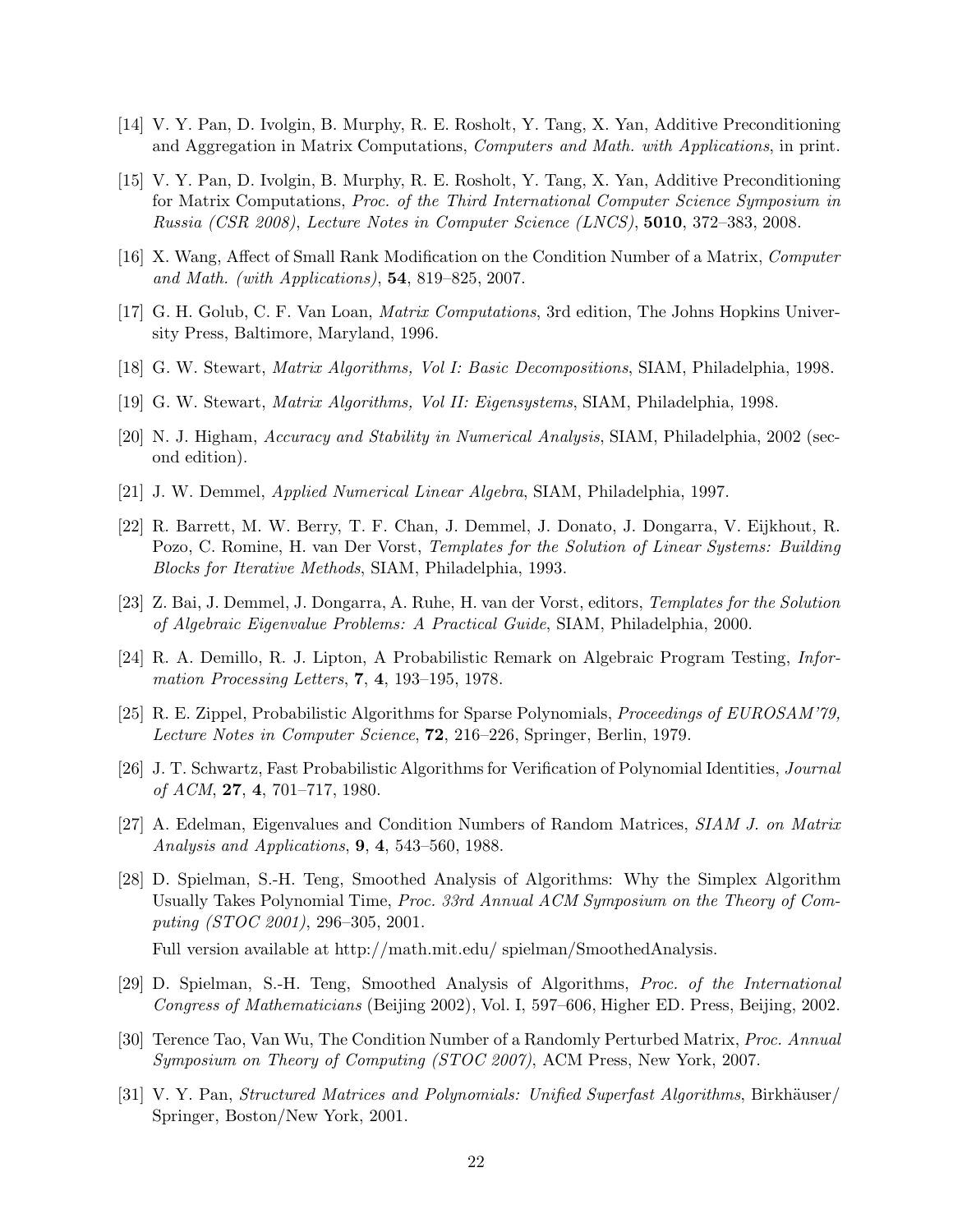[14] V. Y. Pan, D. Ivolgin, B. Murphy, R. E. Rosholt, Y. Tang, X. Yan, Additive Preconditioning and Aggregation in Matrix Computations, *Computers and Math. with Applications*, in print.

[15] V. Y. Pan, D. Ivolgin, B. Murphy, R. E. Rosholt, Y. Tang, X. Yan, Additive Preconditioning for Matrix Computations, *Proc. of the Third International Computer Science Symposium in Russia (CSR 2008)*, *Lecture Notes in Computer Science (LNCS)*, **5010**, 372–383, 2008.

[16] X. Wang, Affect of Small Rank Modification on the Condition Number of a Matrix, *Computer and Math. (with Applications)*, **54**, 819–825, 2007.

[17] G. H. Golub, C. F. Van Loan, *Matrix Computations*, 3rd edition, The Johns Hopkins University Press, Baltimore, Maryland, 1996.

[18] G. W. Stewart, *Matrix Algorithms, Vol I: Basic Decompositions*, SIAM, Philadelphia, 1998.

[19] G. W. Stewart, *Matrix Algorithms, Vol II: Eigensystems*, SIAM, Philadelphia, 1998.

[20] N. J. Higham, *Accuracy and Stability in Numerical Analysis*, SIAM, Philadelphia, 2002 (second edition).

[21] J. W. Demmel, *Applied Numerical Linear Algebra*, SIAM, Philadelphia, 1997.

[22] R. Barrett, M. W. Berry, T. F. Chan, J. Demmel, J. Donato, J. Dongarra, V. Eijkhout, R. Pozo, C. Romine, H. van Der Vorst, *Templates for the Solution of Linear Systems: Building Blocks for Iterative Methods*, SIAM, Philadelphia, 1993.

[23] Z. Bai, J. Demmel, J. Dongarra, A. Ruhe, H. van der Vorst, editors, *Templates for the Solution of Algebraic Eigenvalue Problems: A Practical Guide*, SIAM, Philadelphia, 2000.

[24] R. A. Demillo, R. J. Lipton, A Probabilistic Remark on Algebraic Program Testing, *Information Processing Letters*, **7**, **4**, 193–195, 1978.

[25] R. E. Zippel, Probabilistic Algorithms for Sparse Polynomials, *Proceedings of EUROSAM'79, Lecture Notes in Computer Science*, **72**, 216–226, Springer, Berlin, 1979.

[26] J. T. Schwartz, Fast Probabilistic Algorithms for Verification of Polynomial Identities, *Journal of ACM*, **27**, **4**, 701–717, 1980.

[27] A. Edelman, Eigenvalues and Condition Numbers of Random Matrices, *SIAM J. on Matrix Analysis and Applications*, **9**, **4**, 543–560, 1988.

[28] D. Spielman, S.-H. Teng, Smoothed Analysis of Algorithms: Why the Simplex Algorithm Usually Takes Polynomial Time, *Proc. 33rd Annual ACM Symposium on the Theory of Computing (STOC 2001)*, 296–305, 2001.

Full version available at http://math.mit.edu/ spielman/SmoothedAnalysis.

[29] D. Spielman, S.-H. Teng, Smoothed Analysis of Algorithms, *Proc. of the International Congress of Mathematicians* (Beijing 2002), Vol. I, 597–606, Higher ED. Press, Beijing, 2002.

[30] Terence Tao, Van Wu, The Condition Number of a Randomly Perturbed Matrix, *Proc. Annual Symposium on Theory of Computing (STOC 2007)*, ACM Press, New York, 2007.

[31] V. Y. Pan, *Structured Matrices and Polynomials: Unified Superfast Algorithms*, Birkhäuser/ Springer, Boston/New York, 2001.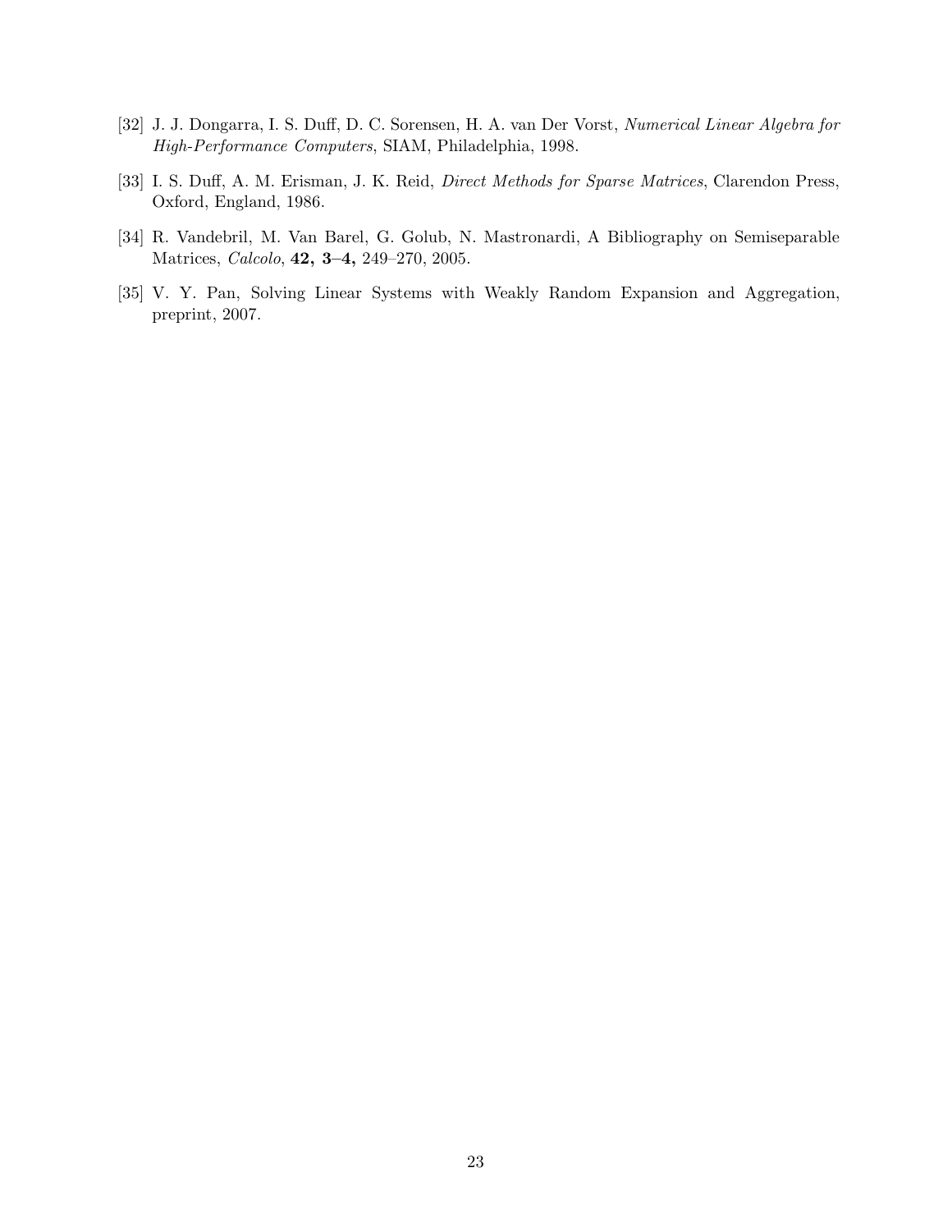[32] J. J. Dongarra, I. S. Duff, D. C. Sorensen, H. A. van Der Vorst, *Numerical Linear Algebra for High-Performance Computers*, SIAM, Philadelphia, 1998.

[33] I. S. Duff, A. M. Erisman, J. K. Reid, *Direct Methods for Sparse Matrices*, Clarendon Press, Oxford, England, 1986.

[34] R. Vandebril, M. Van Barel, G. Golub, N. Mastronardi, A Bibliography on Semiseparable Matrices, *Calcolo*, **42, 3–4,** 249–270, 2005.

[35] V. Y. Pan, Solving Linear Systems with Weakly Random Expansion and Aggregation, preprint, 2007.